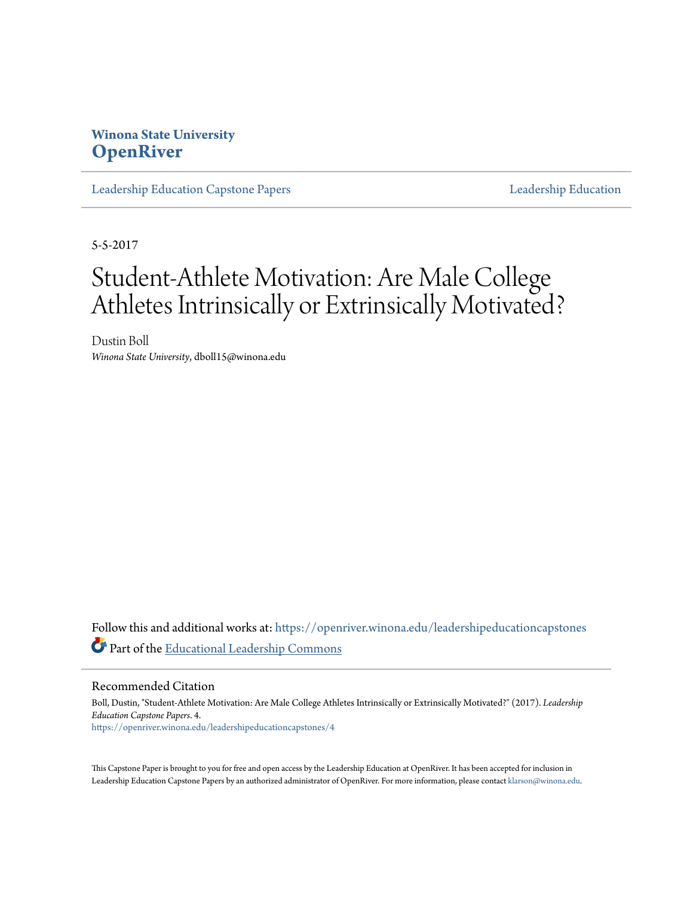Winona State University
**OpenRiver**

Leadership Education Capstone Papers | Leadership Education

5-5-2017

# Student-Athlete Motivation: Are Male College Athletes Intrinsically or Extrinsically Motivated?

Dustin Boll
*Winona State University*, dboll15@winona.edu

Follow this and additional works at: https://openriver.winona.edu/leadershipeducationcapstones

Part of the Educational Leadership Commons

## Recommended Citation

Boll, Dustin, "Student-Athlete Motivation: Are Male College Athletes Intrinsically or Extrinsically Motivated?" (2017). *Leadership Education Capstone Papers*. 4.
https://openriver.winona.edu/leadershipeducationcapstones/4

This Capstone Paper is brought to you for free and open access by the Leadership Education at OpenRiver. It has been accepted for inclusion in Leadership Education Capstone Papers by an authorized administrator of OpenRiver. For more information, please contact klarson@winona.edu.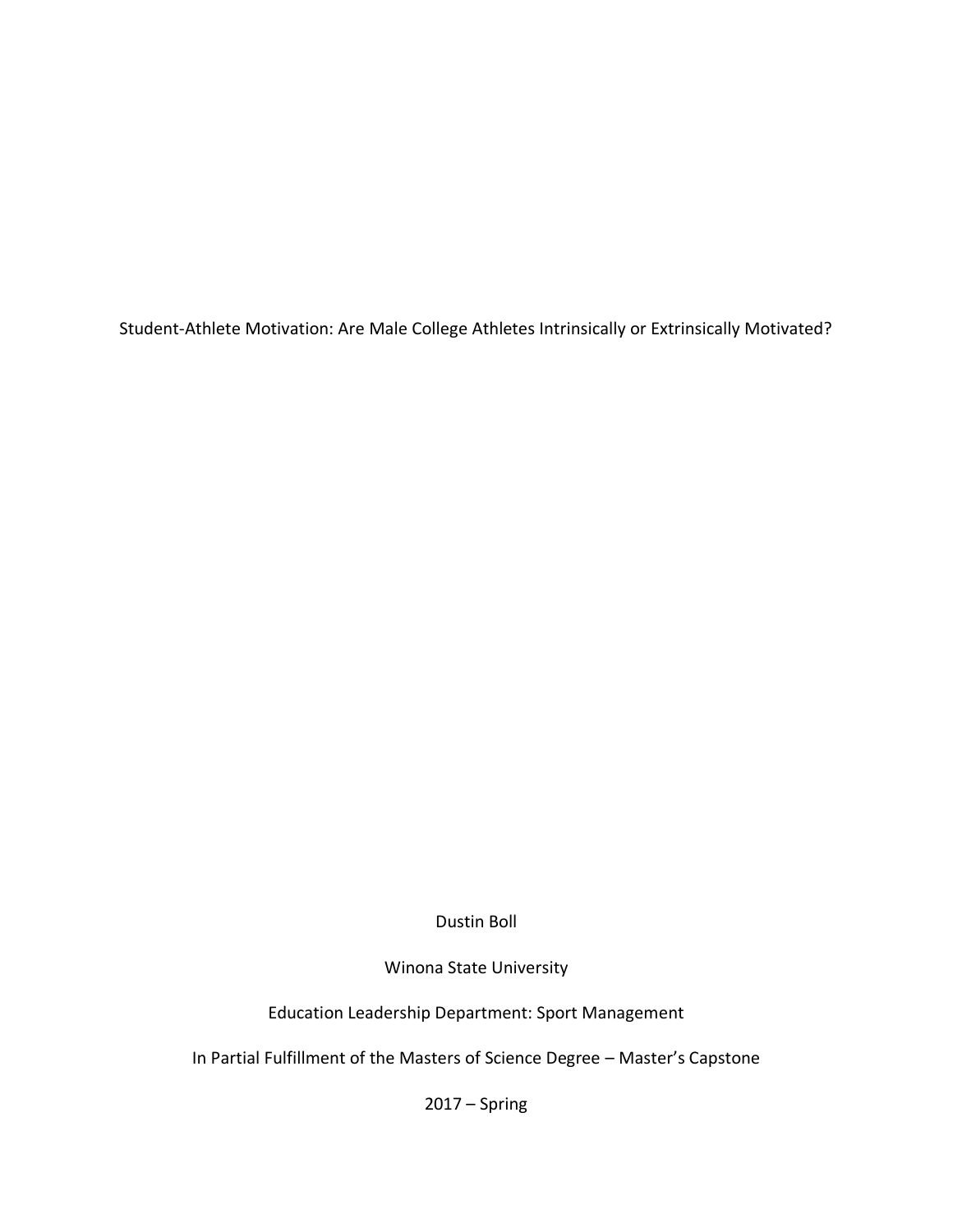# Student-Athlete Motivation: Are Male College Athletes Intrinsically or Extrinsically Motivated?

Dustin Boll

Winona State University

Education Leadership Department: Sport Management

In Partial Fulfillment of the Masters of Science Degree – Master's Capstone

2017 – Spring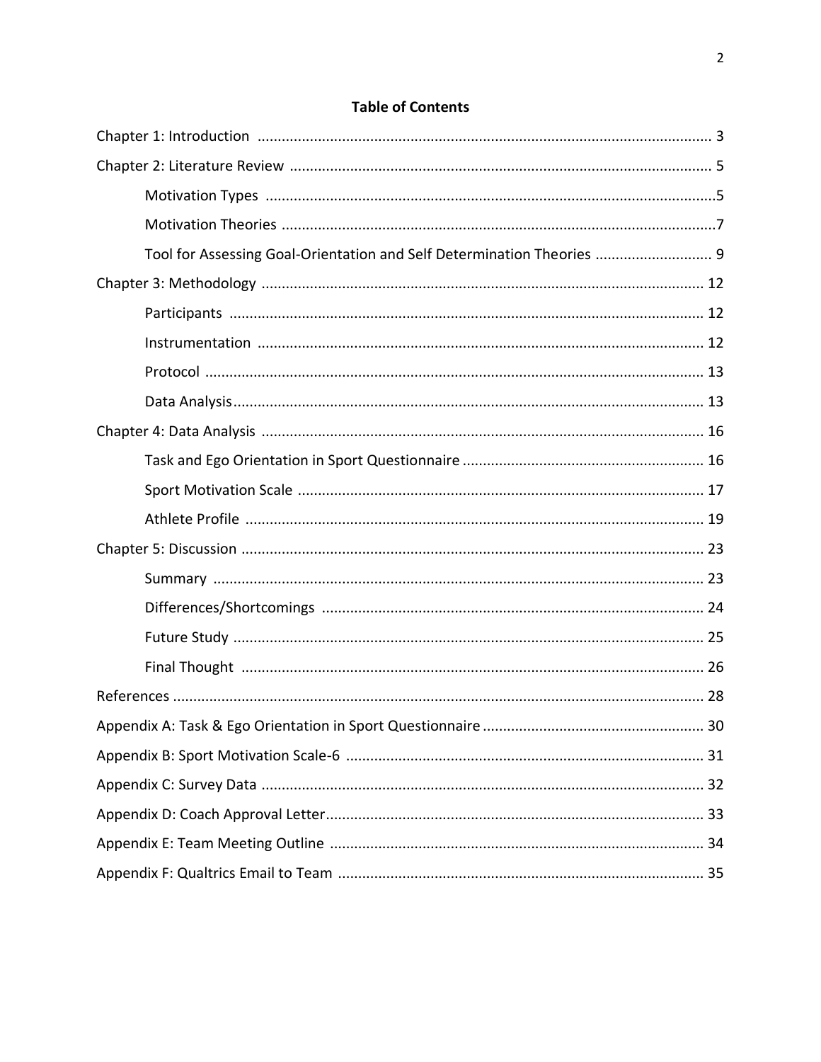## Table of Contents

Chapter 1: Introduction ................................................................................................. 3

Chapter 2: Literature Review ......................................................................................... 5

- Motivation Types ..............................................................................................5
- Motivation Theories ..........................................................................................7
- Tool for Assessing Goal-Orientation and Self Determination Theories ............................ 9

Chapter 3: Methodology ............................................................................................. 12

- Participants ..................................................................................................... 12
- Instrumentation .............................................................................................. 12
- Protocol ........................................................................................................... 13
- Data Analysis .................................................................................................... 13

Chapter 4: Data Analysis ............................................................................................. 16

- Task and Ego Orientation in Sport Questionnaire ............................................................ 16
- Sport Motivation Scale .................................................................................... 17
- Athlete Profile ................................................................................................. 19

Chapter 5: Discussion .................................................................................................. 23

- Summary ......................................................................................................... 23
- Differences/Shortcomings .............................................................................. 24
- Future Study .................................................................................................... 25
- Final Thought .................................................................................................. 26

References ................................................................................................................... 28

Appendix A: Task & Ego Orientation in Sport Questionnaire ....................................................... 30

Appendix B: Sport Motivation Scale-6 ........................................................................ 31

Appendix C: Survey Data ............................................................................................. 32

Appendix D: Coach Approval Letter ............................................................................. 33

Appendix E: Team Meeting Outline ............................................................................ 34

Appendix F: Qualtrics Email to Team .......................................................................... 35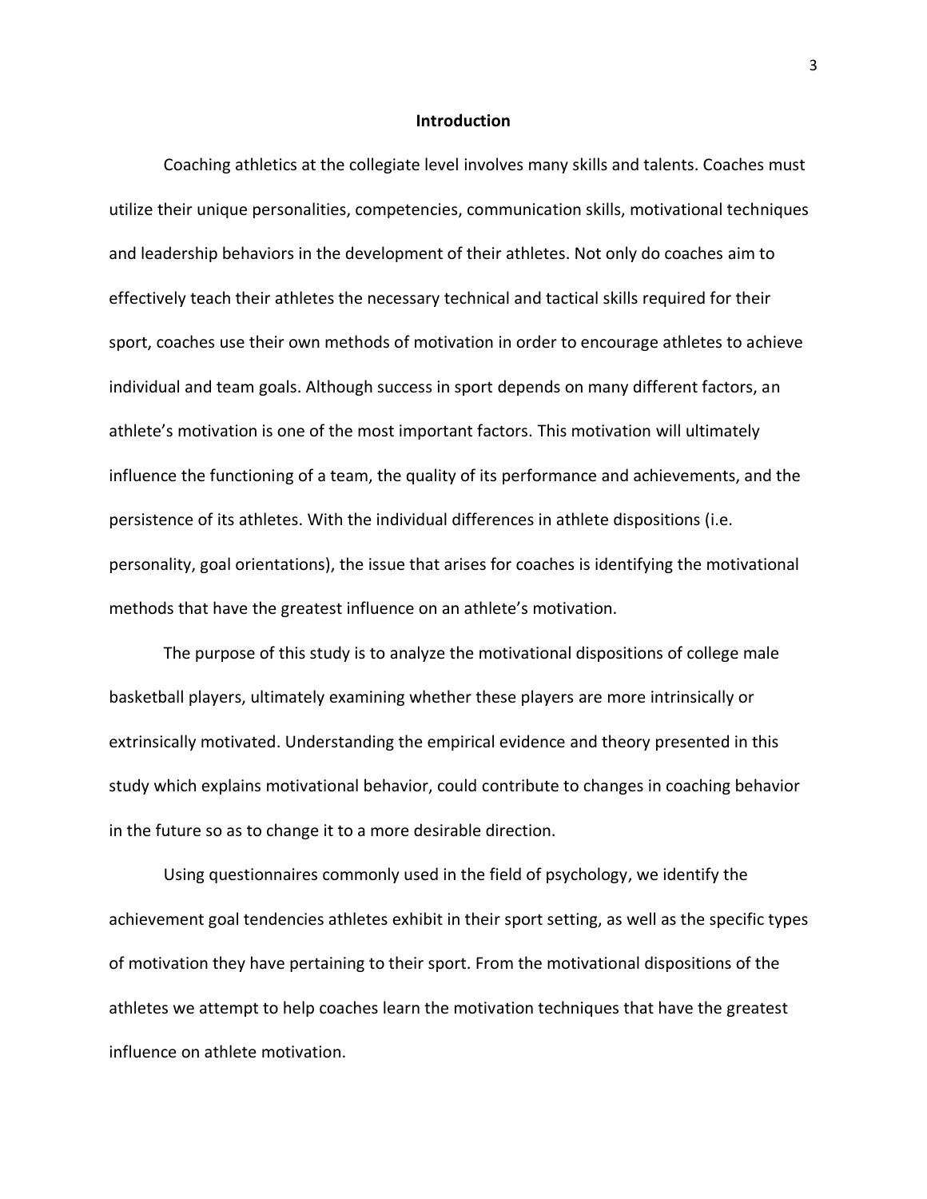# Introduction

Coaching athletics at the collegiate level involves many skills and talents. Coaches must utilize their unique personalities, competencies, communication skills, motivational techniques and leadership behaviors in the development of their athletes. Not only do coaches aim to effectively teach their athletes the necessary technical and tactical skills required for their sport, coaches use their own methods of motivation in order to encourage athletes to achieve individual and team goals. Although success in sport depends on many different factors, an athlete's motivation is one of the most important factors. This motivation will ultimately influence the functioning of a team, the quality of its performance and achievements, and the persistence of its athletes. With the individual differences in athlete dispositions (i.e. personality, goal orientations), the issue that arises for coaches is identifying the motivational methods that have the greatest influence on an athlete's motivation.

The purpose of this study is to analyze the motivational dispositions of college male basketball players, ultimately examining whether these players are more intrinsically or extrinsically motivated. Understanding the empirical evidence and theory presented in this study which explains motivational behavior, could contribute to changes in coaching behavior in the future so as to change it to a more desirable direction.

Using questionnaires commonly used in the field of psychology, we identify the achievement goal tendencies athletes exhibit in their sport setting, as well as the specific types of motivation they have pertaining to their sport. From the motivational dispositions of the athletes we attempt to help coaches learn the motivation techniques that have the greatest influence on athlete motivation.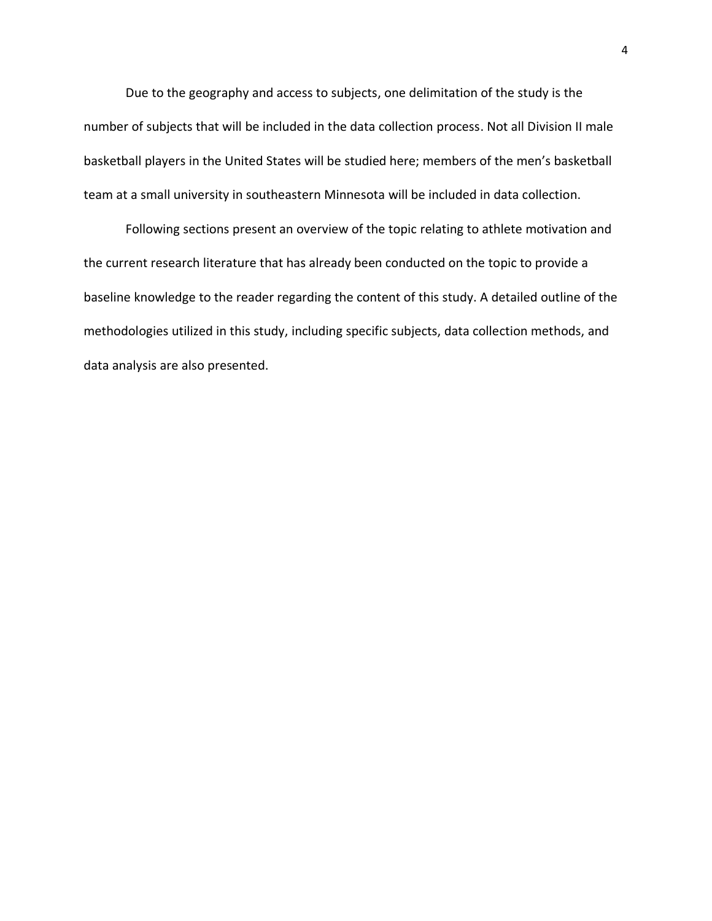Due to the geography and access to subjects, one delimitation of the study is the number of subjects that will be included in the data collection process. Not all Division II male basketball players in the United States will be studied here; members of the men's basketball team at a small university in southeastern Minnesota will be included in data collection.

Following sections present an overview of the topic relating to athlete motivation and the current research literature that has already been conducted on the topic to provide a baseline knowledge to the reader regarding the content of this study. A detailed outline of the methodologies utilized in this study, including specific subjects, data collection methods, and data analysis are also presented.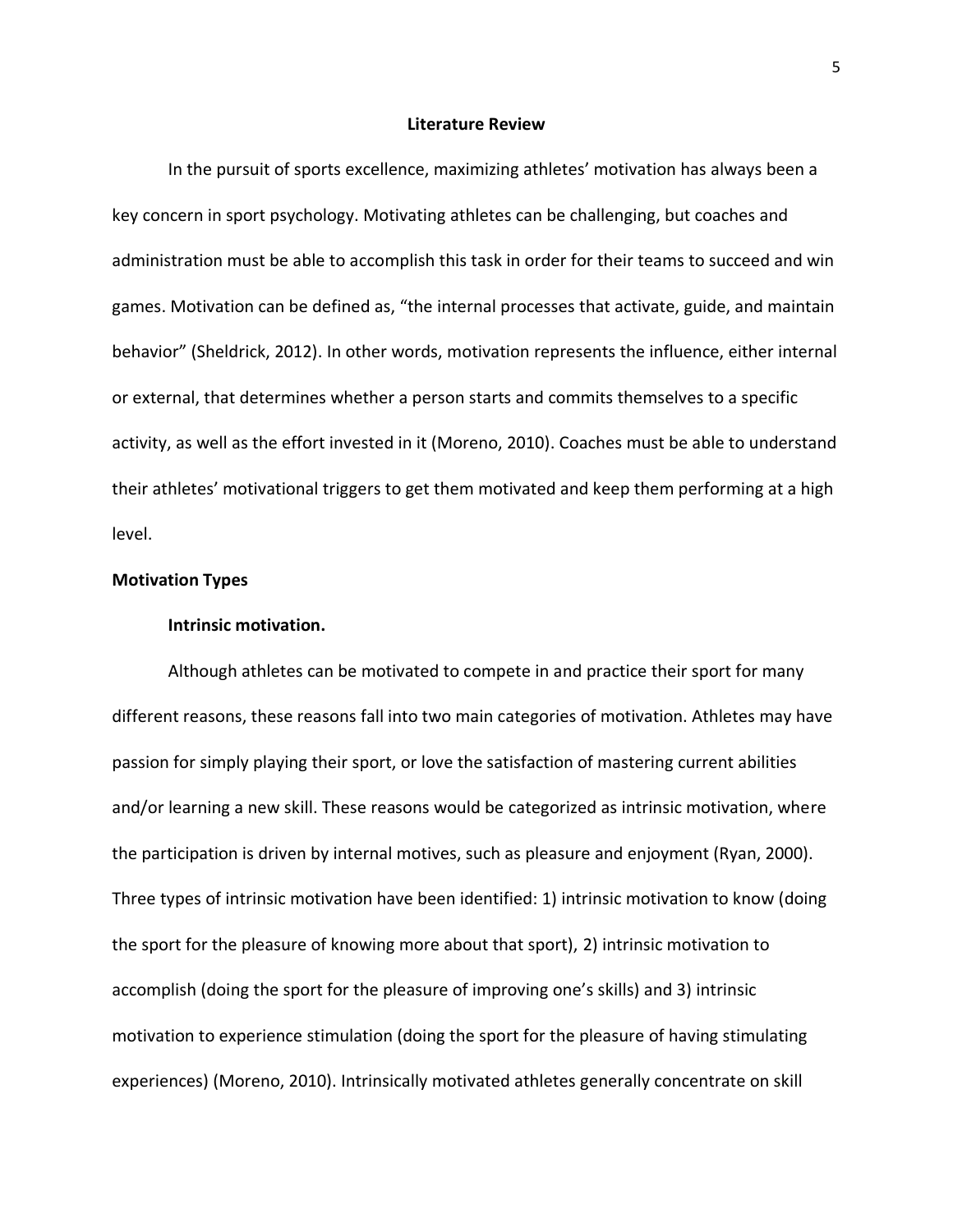## Literature Review

In the pursuit of sports excellence, maximizing athletes' motivation has always been a key concern in sport psychology. Motivating athletes can be challenging, but coaches and administration must be able to accomplish this task in order for their teams to succeed and win games. Motivation can be defined as, "the internal processes that activate, guide, and maintain behavior" (Sheldrick, 2012). In other words, motivation represents the influence, either internal or external, that determines whether a person starts and commits themselves to a specific activity, as well as the effort invested in it (Moreno, 2010). Coaches must be able to understand their athletes' motivational triggers to get them motivated and keep them performing at a high level.

### Motivation Types

#### Intrinsic motivation.

Although athletes can be motivated to compete in and practice their sport for many different reasons, these reasons fall into two main categories of motivation. Athletes may have passion for simply playing their sport, or love the satisfaction of mastering current abilities and/or learning a new skill. These reasons would be categorized as intrinsic motivation, where the participation is driven by internal motives, such as pleasure and enjoyment (Ryan, 2000). Three types of intrinsic motivation have been identified: 1) intrinsic motivation to know (doing the sport for the pleasure of knowing more about that sport), 2) intrinsic motivation to accomplish (doing the sport for the pleasure of improving one's skills) and 3) intrinsic motivation to experience stimulation (doing the sport for the pleasure of having stimulating experiences) (Moreno, 2010). Intrinsically motivated athletes generally concentrate on skill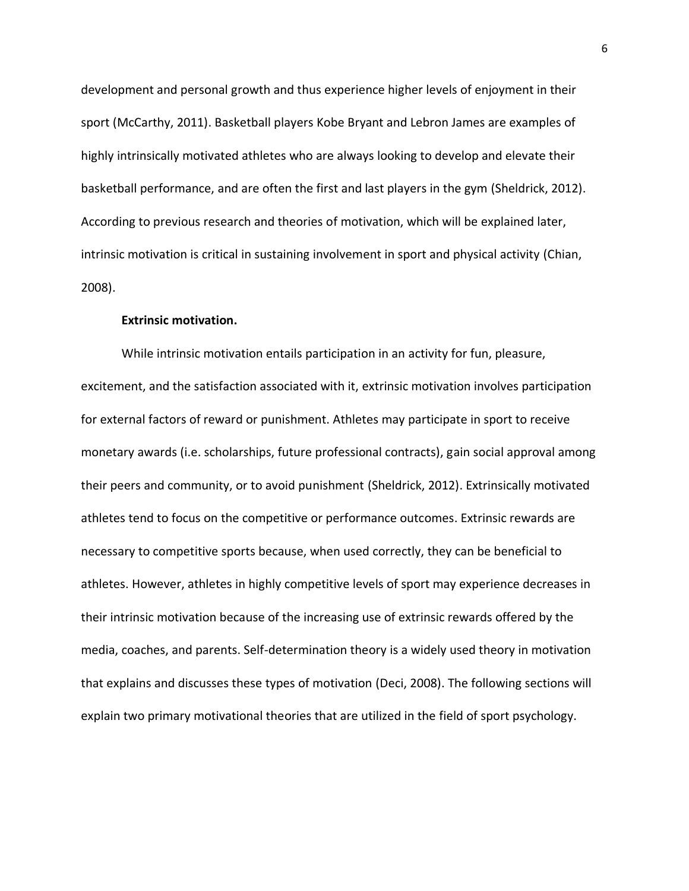development and personal growth and thus experience higher levels of enjoyment in their sport (McCarthy, 2011). Basketball players Kobe Bryant and Lebron James are examples of highly intrinsically motivated athletes who are always looking to develop and elevate their basketball performance, and are often the first and last players in the gym (Sheldrick, 2012). According to previous research and theories of motivation, which will be explained later, intrinsic motivation is critical in sustaining involvement in sport and physical activity (Chian, 2008).

**Extrinsic motivation.**

While intrinsic motivation entails participation in an activity for fun, pleasure, excitement, and the satisfaction associated with it, extrinsic motivation involves participation for external factors of reward or punishment. Athletes may participate in sport to receive monetary awards (i.e. scholarships, future professional contracts), gain social approval among their peers and community, or to avoid punishment (Sheldrick, 2012). Extrinsically motivated athletes tend to focus on the competitive or performance outcomes. Extrinsic rewards are necessary to competitive sports because, when used correctly, they can be beneficial to athletes. However, athletes in highly competitive levels of sport may experience decreases in their intrinsic motivation because of the increasing use of extrinsic rewards offered by the media, coaches, and parents. Self-determination theory is a widely used theory in motivation that explains and discusses these types of motivation (Deci, 2008). The following sections will explain two primary motivational theories that are utilized in the field of sport psychology.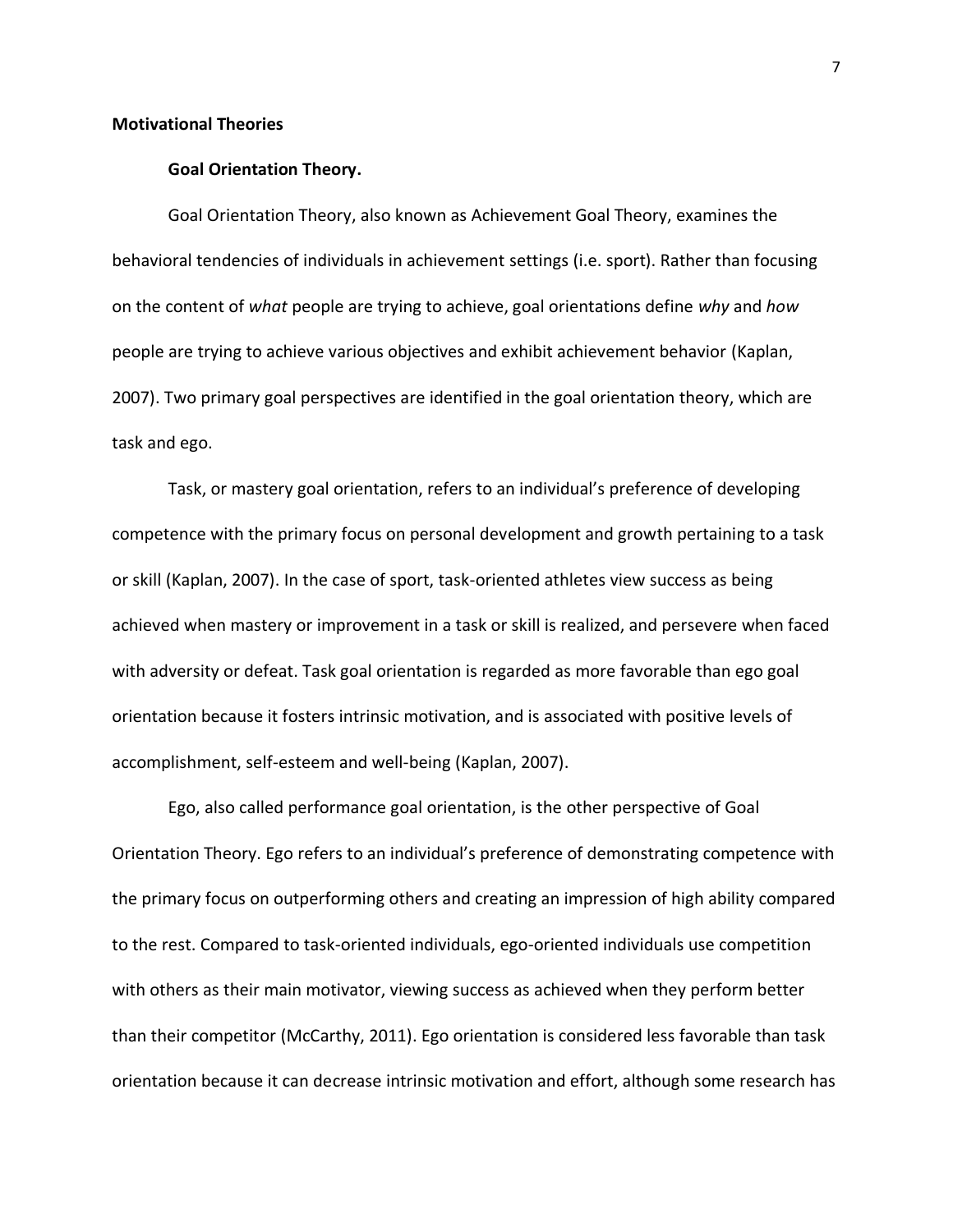## Motivational Theories

### Goal Orientation Theory.

Goal Orientation Theory, also known as Achievement Goal Theory, examines the behavioral tendencies of individuals in achievement settings (i.e. sport). Rather than focusing on the content of *what* people are trying to achieve, goal orientations define *why* and *how* people are trying to achieve various objectives and exhibit achievement behavior (Kaplan, 2007). Two primary goal perspectives are identified in the goal orientation theory, which are task and ego.

Task, or mastery goal orientation, refers to an individual's preference of developing competence with the primary focus on personal development and growth pertaining to a task or skill (Kaplan, 2007). In the case of sport, task-oriented athletes view success as being achieved when mastery or improvement in a task or skill is realized, and persevere when faced with adversity or defeat. Task goal orientation is regarded as more favorable than ego goal orientation because it fosters intrinsic motivation, and is associated with positive levels of accomplishment, self-esteem and well-being (Kaplan, 2007).

Ego, also called performance goal orientation, is the other perspective of Goal Orientation Theory. Ego refers to an individual's preference of demonstrating competence with the primary focus on outperforming others and creating an impression of high ability compared to the rest. Compared to task-oriented individuals, ego-oriented individuals use competition with others as their main motivator, viewing success as achieved when they perform better than their competitor (McCarthy, 2011). Ego orientation is considered less favorable than task orientation because it can decrease intrinsic motivation and effort, although some research has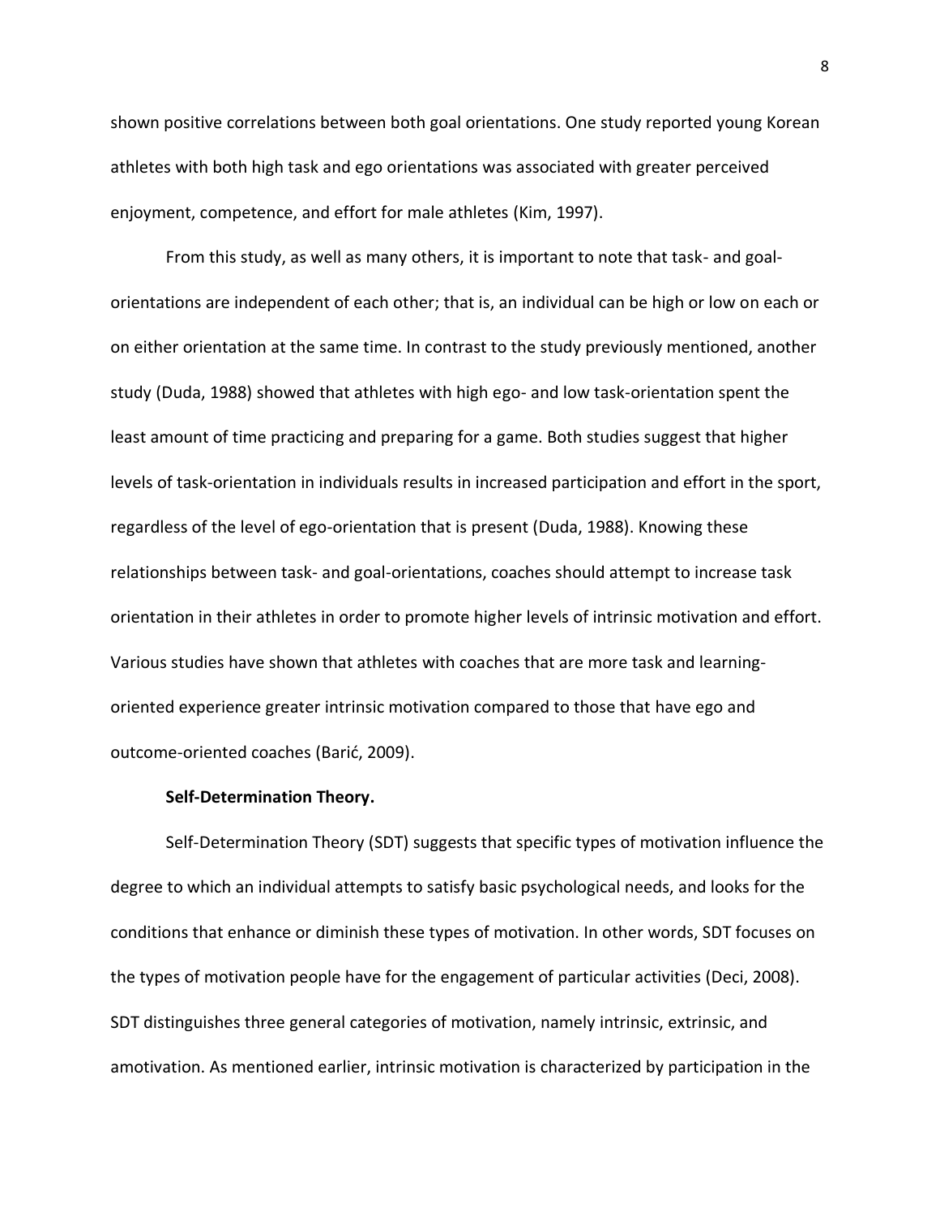shown positive correlations between both goal orientations. One study reported young Korean athletes with both high task and ego orientations was associated with greater perceived enjoyment, competence, and effort for male athletes (Kim, 1997).

From this study, as well as many others, it is important to note that task- and goal-orientations are independent of each other; that is, an individual can be high or low on each or on either orientation at the same time. In contrast to the study previously mentioned, another study (Duda, 1988) showed that athletes with high ego- and low task-orientation spent the least amount of time practicing and preparing for a game. Both studies suggest that higher levels of task-orientation in individuals results in increased participation and effort in the sport, regardless of the level of ego-orientation that is present (Duda, 1988). Knowing these relationships between task- and goal-orientations, coaches should attempt to increase task orientation in their athletes in order to promote higher levels of intrinsic motivation and effort. Various studies have shown that athletes with coaches that are more task and learning-oriented experience greater intrinsic motivation compared to those that have ego and outcome-oriented coaches (Barić, 2009).

**Self-Determination Theory.**

Self-Determination Theory (SDT) suggests that specific types of motivation influence the degree to which an individual attempts to satisfy basic psychological needs, and looks for the conditions that enhance or diminish these types of motivation. In other words, SDT focuses on the types of motivation people have for the engagement of particular activities (Deci, 2008). SDT distinguishes three general categories of motivation, namely intrinsic, extrinsic, and amotivation. As mentioned earlier, intrinsic motivation is characterized by participation in the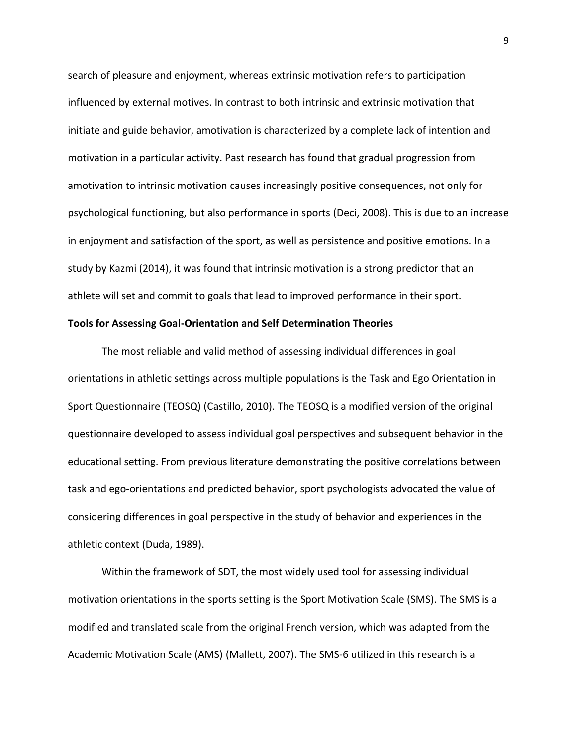search of pleasure and enjoyment, whereas extrinsic motivation refers to participation influenced by external motives. In contrast to both intrinsic and extrinsic motivation that initiate and guide behavior, amotivation is characterized by a complete lack of intention and motivation in a particular activity. Past research has found that gradual progression from amotivation to intrinsic motivation causes increasingly positive consequences, not only for psychological functioning, but also performance in sports (Deci, 2008). This is due to an increase in enjoyment and satisfaction of the sport, as well as persistence and positive emotions. In a study by Kazmi (2014), it was found that intrinsic motivation is a strong predictor that an athlete will set and commit to goals that lead to improved performance in their sport.

**Tools for Assessing Goal-Orientation and Self Determination Theories**

The most reliable and valid method of assessing individual differences in goal orientations in athletic settings across multiple populations is the Task and Ego Orientation in Sport Questionnaire (TEOSQ) (Castillo, 2010). The TEOSQ is a modified version of the original questionnaire developed to assess individual goal perspectives and subsequent behavior in the educational setting. From previous literature demonstrating the positive correlations between task and ego-orientations and predicted behavior, sport psychologists advocated the value of considering differences in goal perspective in the study of behavior and experiences in the athletic context (Duda, 1989).

Within the framework of SDT, the most widely used tool for assessing individual motivation orientations in the sports setting is the Sport Motivation Scale (SMS). The SMS is a modified and translated scale from the original French version, which was adapted from the Academic Motivation Scale (AMS) (Mallett, 2007). The SMS-6 utilized in this research is a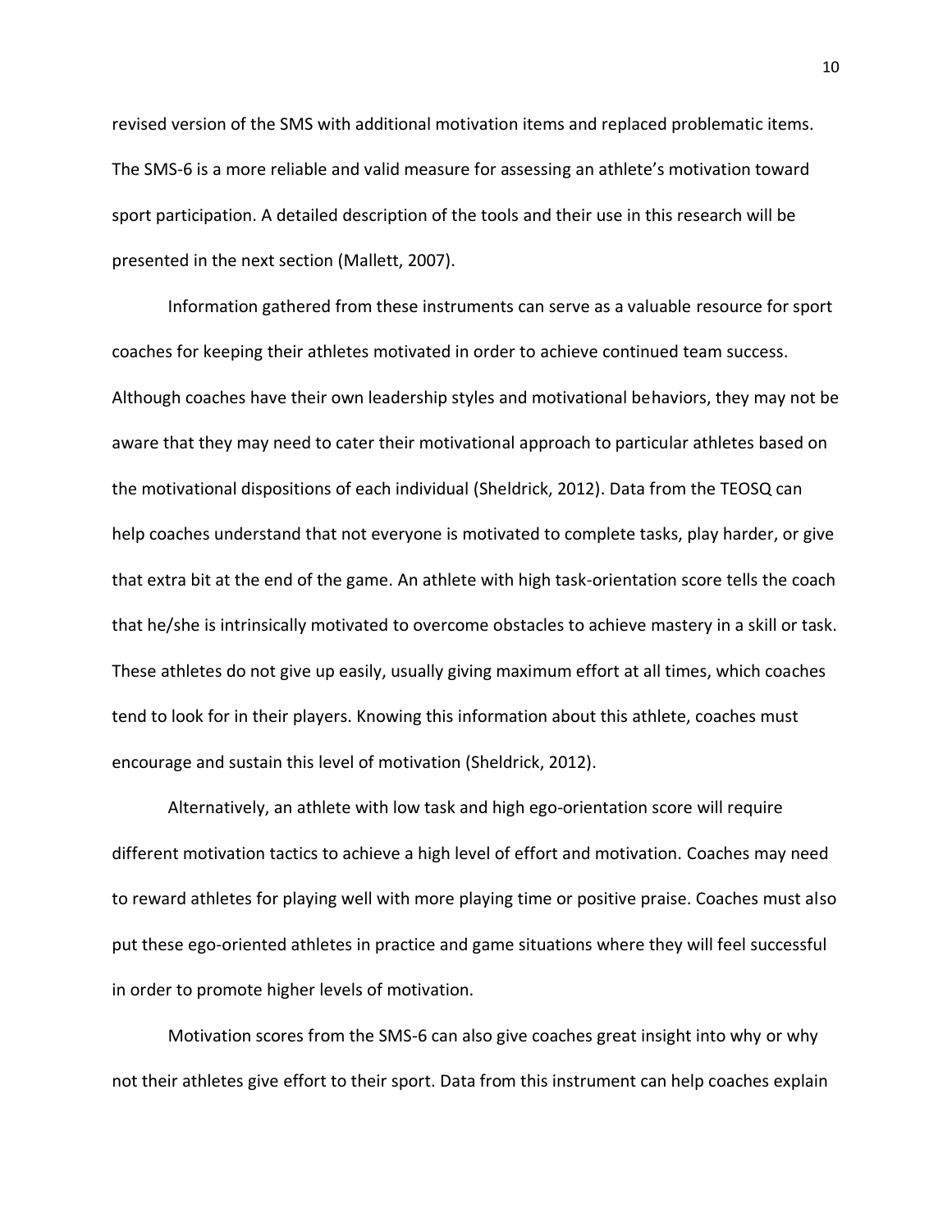revised version of the SMS with additional motivation items and replaced problematic items. The SMS-6 is a more reliable and valid measure for assessing an athlete's motivation toward sport participation. A detailed description of the tools and their use in this research will be presented in the next section (Mallett, 2007).

Information gathered from these instruments can serve as a valuable resource for sport coaches for keeping their athletes motivated in order to achieve continued team success. Although coaches have their own leadership styles and motivational behaviors, they may not be aware that they may need to cater their motivational approach to particular athletes based on the motivational dispositions of each individual (Sheldrick, 2012). Data from the TEOSQ can help coaches understand that not everyone is motivated to complete tasks, play harder, or give that extra bit at the end of the game. An athlete with high task-orientation score tells the coach that he/she is intrinsically motivated to overcome obstacles to achieve mastery in a skill or task. These athletes do not give up easily, usually giving maximum effort at all times, which coaches tend to look for in their players. Knowing this information about this athlete, coaches must encourage and sustain this level of motivation (Sheldrick, 2012).

Alternatively, an athlete with low task and high ego-orientation score will require different motivation tactics to achieve a high level of effort and motivation. Coaches may need to reward athletes for playing well with more playing time or positive praise. Coaches must also put these ego-oriented athletes in practice and game situations where they will feel successful in order to promote higher levels of motivation.

Motivation scores from the SMS-6 can also give coaches great insight into why or why not their athletes give effort to their sport. Data from this instrument can help coaches explain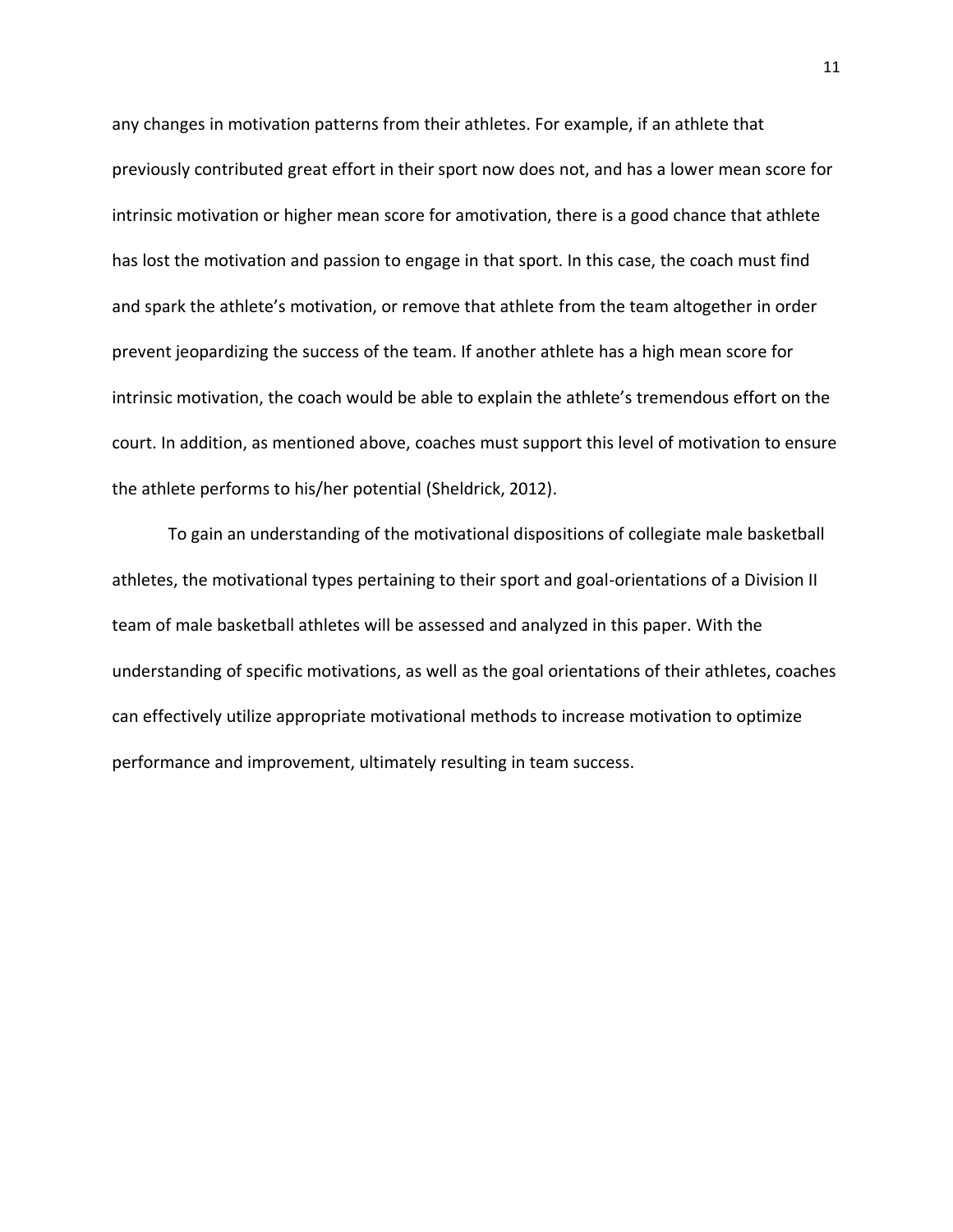any changes in motivation patterns from their athletes. For example, if an athlete that previously contributed great effort in their sport now does not, and has a lower mean score for intrinsic motivation or higher mean score for amotivation, there is a good chance that athlete has lost the motivation and passion to engage in that sport. In this case, the coach must find and spark the athlete's motivation, or remove that athlete from the team altogether in order prevent jeopardizing the success of the team. If another athlete has a high mean score for intrinsic motivation, the coach would be able to explain the athlete's tremendous effort on the court. In addition, as mentioned above, coaches must support this level of motivation to ensure the athlete performs to his/her potential (Sheldrick, 2012).

To gain an understanding of the motivational dispositions of collegiate male basketball athletes, the motivational types pertaining to their sport and goal-orientations of a Division II team of male basketball athletes will be assessed and analyzed in this paper. With the understanding of specific motivations, as well as the goal orientations of their athletes, coaches can effectively utilize appropriate motivational methods to increase motivation to optimize performance and improvement, ultimately resulting in team success.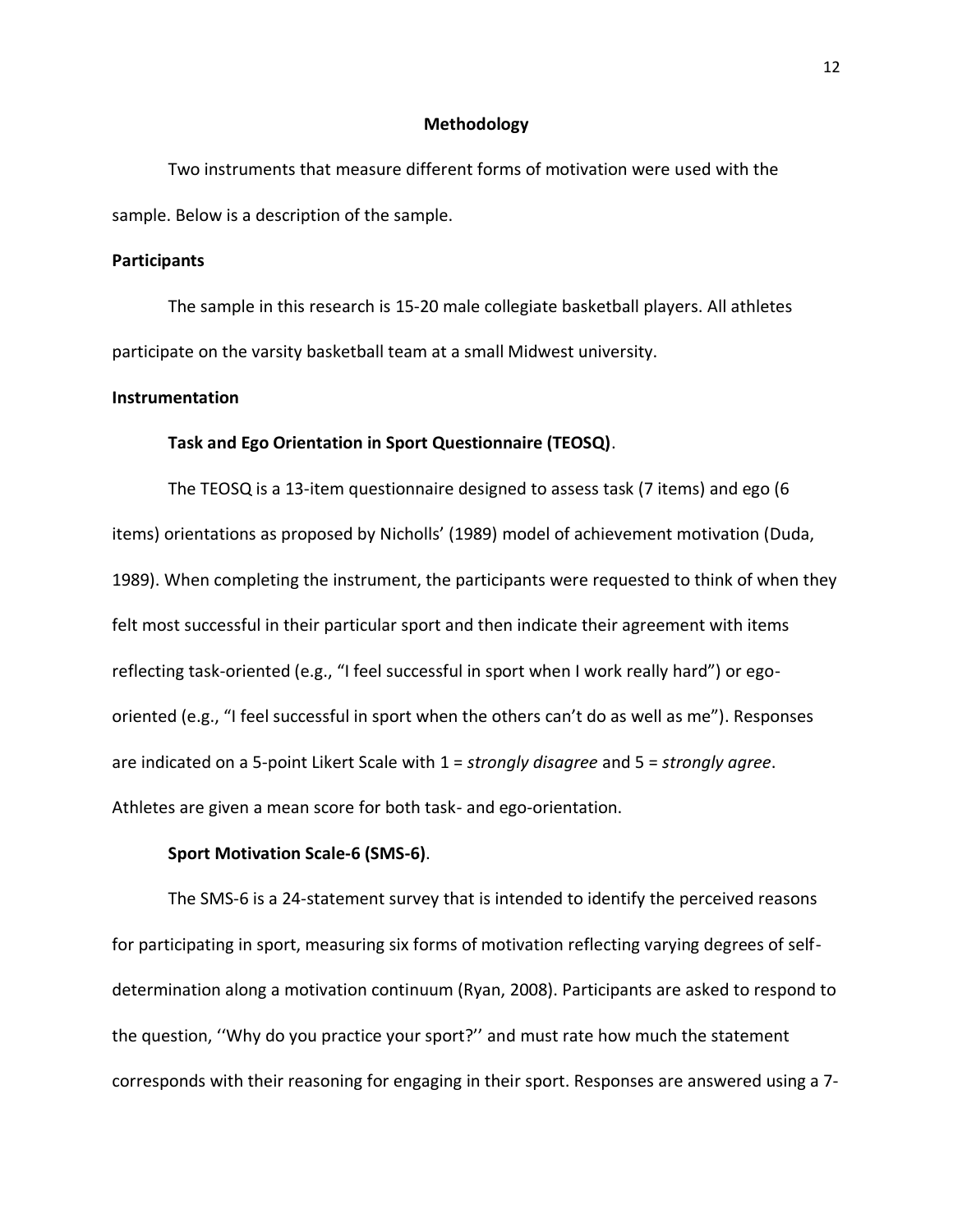# Methodology

Two instruments that measure different forms of motivation were used with the sample. Below is a description of the sample.

## Participants

The sample in this research is 15-20 male collegiate basketball players. All athletes participate on the varsity basketball team at a small Midwest university.

## Instrumentation

### Task and Ego Orientation in Sport Questionnaire (TEOSQ).

The TEOSQ is a 13-item questionnaire designed to assess task (7 items) and ego (6 items) orientations as proposed by Nicholls' (1989) model of achievement motivation (Duda, 1989). When completing the instrument, the participants were requested to think of when they felt most successful in their particular sport and then indicate their agreement with items reflecting task-oriented (e.g., "I feel successful in sport when I work really hard") or ego-oriented (e.g., "I feel successful in sport when the others can't do as well as me"). Responses are indicated on a 5-point Likert Scale with 1 = *strongly disagree* and 5 = *strongly agree*. Athletes are given a mean score for both task- and ego-orientation.

### Sport Motivation Scale-6 (SMS-6).

The SMS-6 is a 24-statement survey that is intended to identify the perceived reasons for participating in sport, measuring six forms of motivation reflecting varying degrees of self-determination along a motivation continuum (Ryan, 2008). Participants are asked to respond to the question, ''Why do you practice your sport?'' and must rate how much the statement corresponds with their reasoning for engaging in their sport. Responses are answered using a 7-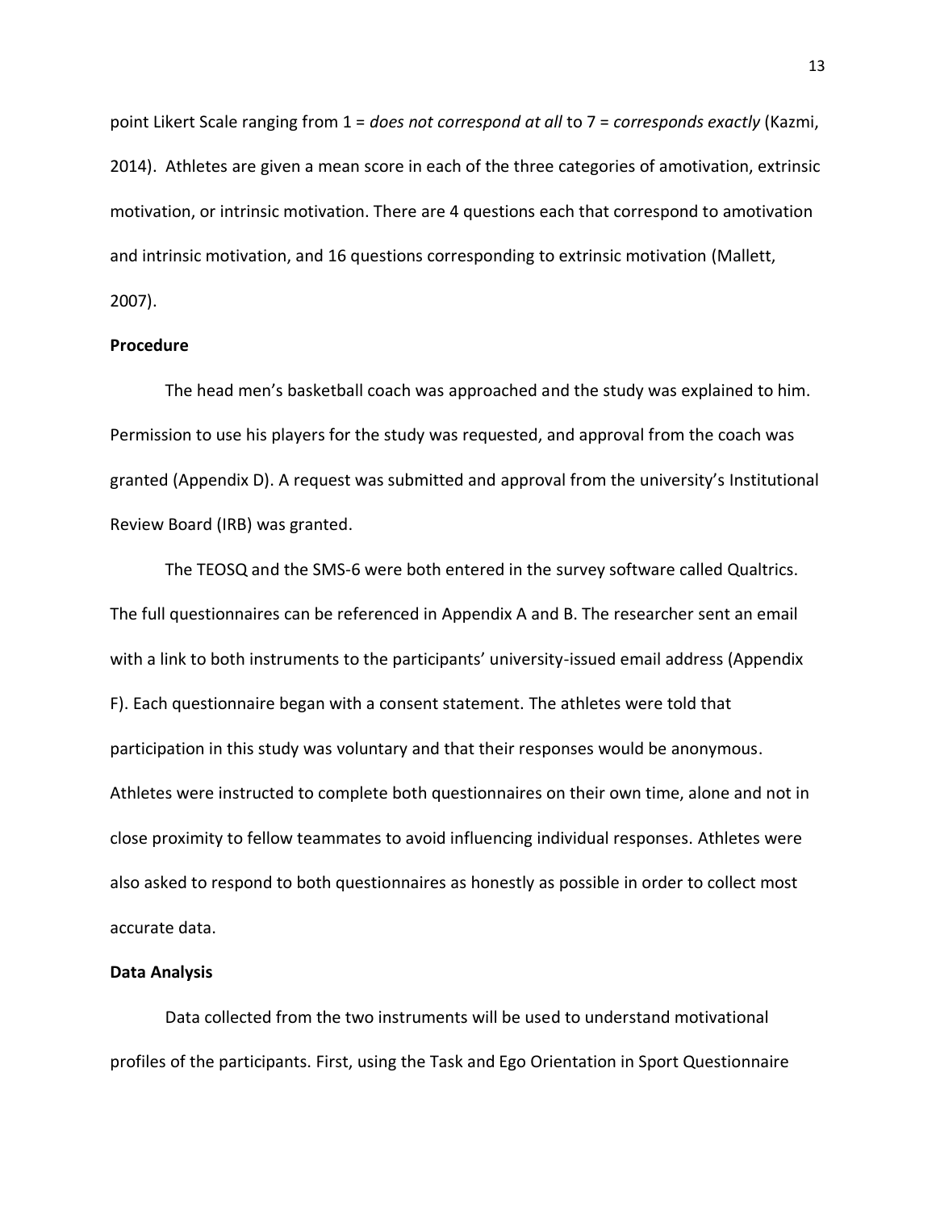point Likert Scale ranging from 1 = *does not correspond at all* to 7 = *corresponds exactly* (Kazmi, 2014). Athletes are given a mean score in each of the three categories of amotivation, extrinsic motivation, or intrinsic motivation. There are 4 questions each that correspond to amotivation and intrinsic motivation, and 16 questions corresponding to extrinsic motivation (Mallett, 2007).

**Procedure**

The head men's basketball coach was approached and the study was explained to him. Permission to use his players for the study was requested, and approval from the coach was granted (Appendix D). A request was submitted and approval from the university's Institutional Review Board (IRB) was granted.

The TEOSQ and the SMS-6 were both entered in the survey software called Qualtrics. The full questionnaires can be referenced in Appendix A and B. The researcher sent an email with a link to both instruments to the participants' university-issued email address (Appendix F). Each questionnaire began with a consent statement. The athletes were told that participation in this study was voluntary and that their responses would be anonymous. Athletes were instructed to complete both questionnaires on their own time, alone and not in close proximity to fellow teammates to avoid influencing individual responses. Athletes were also asked to respond to both questionnaires as honestly as possible in order to collect most accurate data.

**Data Analysis**

Data collected from the two instruments will be used to understand motivational profiles of the participants. First, using the Task and Ego Orientation in Sport Questionnaire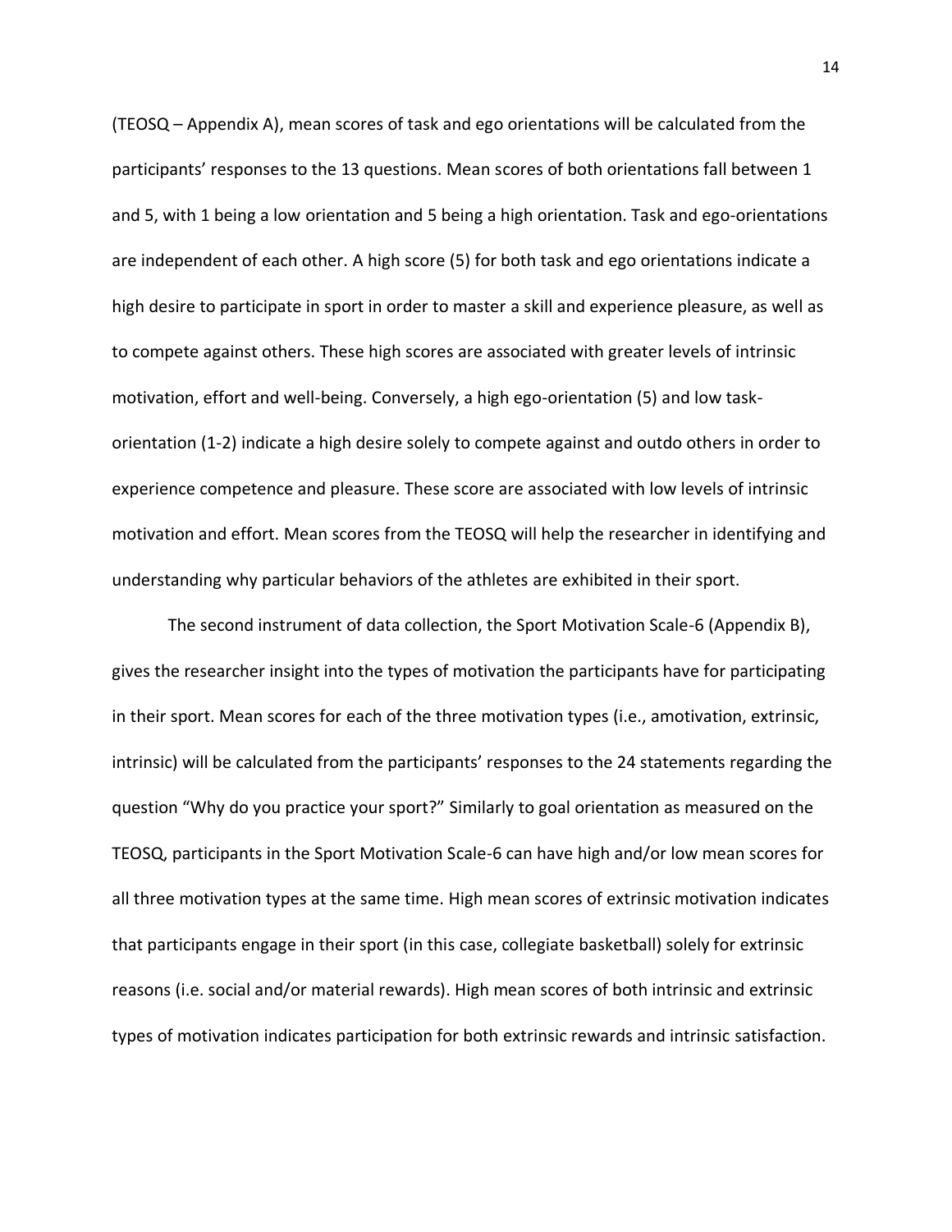(TEOSQ – Appendix A), mean scores of task and ego orientations will be calculated from the participants' responses to the 13 questions. Mean scores of both orientations fall between 1 and 5, with 1 being a low orientation and 5 being a high orientation. Task and ego-orientations are independent of each other. A high score (5) for both task and ego orientations indicate a high desire to participate in sport in order to master a skill and experience pleasure, as well as to compete against others. These high scores are associated with greater levels of intrinsic motivation, effort and well-being. Conversely, a high ego-orientation (5) and low task-orientation (1-2) indicate a high desire solely to compete against and outdo others in order to experience competence and pleasure. These score are associated with low levels of intrinsic motivation and effort. Mean scores from the TEOSQ will help the researcher in identifying and understanding why particular behaviors of the athletes are exhibited in their sport.

The second instrument of data collection, the Sport Motivation Scale-6 (Appendix B), gives the researcher insight into the types of motivation the participants have for participating in their sport. Mean scores for each of the three motivation types (i.e., amotivation, extrinsic, intrinsic) will be calculated from the participants' responses to the 24 statements regarding the question "Why do you practice your sport?" Similarly to goal orientation as measured on the TEOSQ, participants in the Sport Motivation Scale-6 can have high and/or low mean scores for all three motivation types at the same time. High mean scores of extrinsic motivation indicates that participants engage in their sport (in this case, collegiate basketball) solely for extrinsic reasons (i.e. social and/or material rewards). High mean scores of both intrinsic and extrinsic types of motivation indicates participation for both extrinsic rewards and intrinsic satisfaction.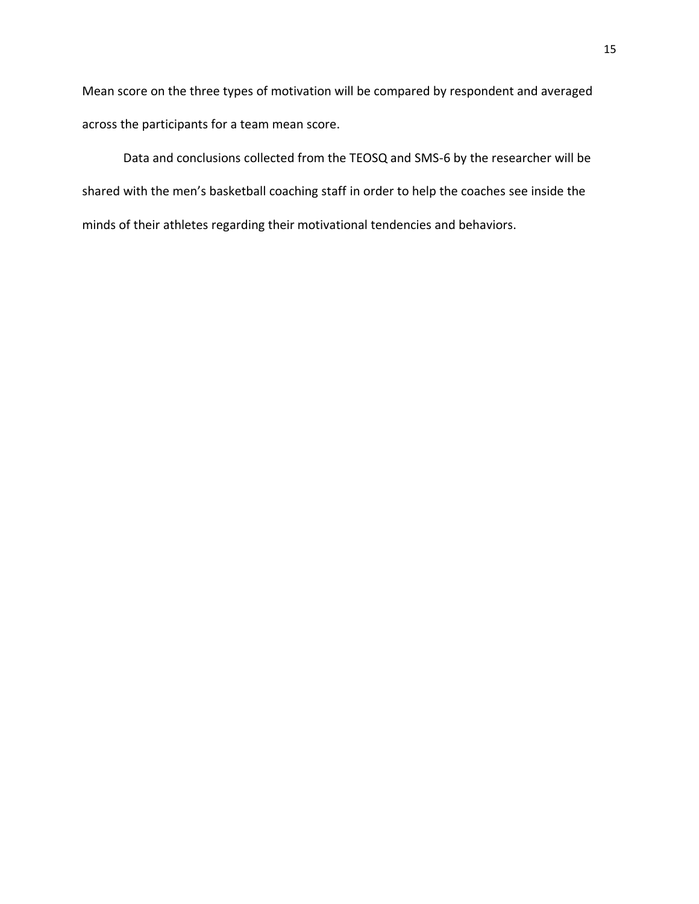Mean score on the three types of motivation will be compared by respondent and averaged across the participants for a team mean score.

Data and conclusions collected from the TEOSQ and SMS-6 by the researcher will be shared with the men's basketball coaching staff in order to help the coaches see inside the minds of their athletes regarding their motivational tendencies and behaviors.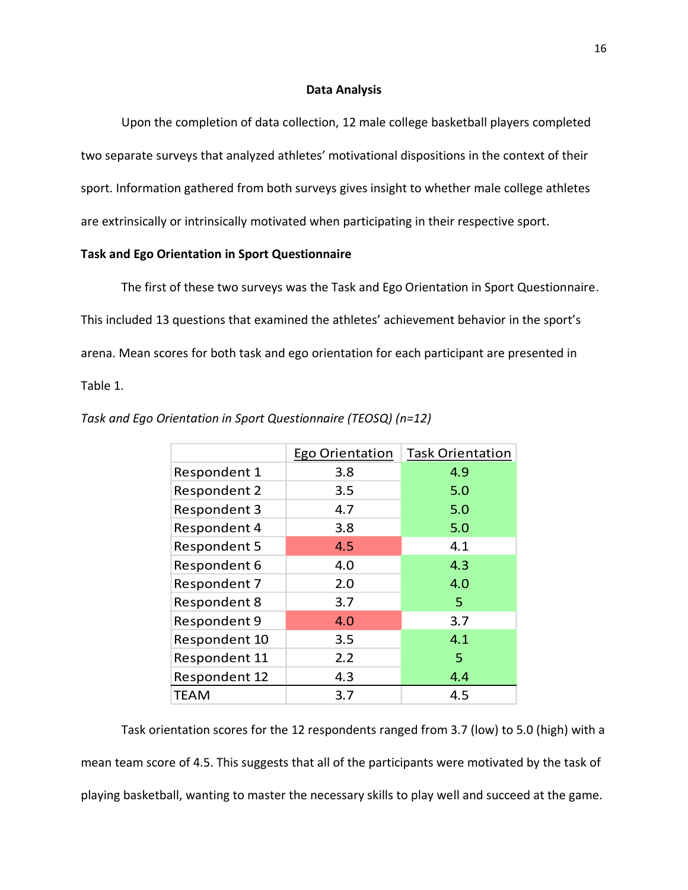## Data Analysis

Upon the completion of data collection, 12 male college basketball players completed two separate surveys that analyzed athletes' motivational dispositions in the context of their sport. Information gathered from both surveys gives insight to whether male college athletes are extrinsically or intrinsically motivated when participating in their respective sport.

### Task and Ego Orientation in Sport Questionnaire

The first of these two surveys was the Task and Ego Orientation in Sport Questionnaire. This included 13 questions that examined the athletes' achievement behavior in the sport's arena. Mean scores for both task and ego orientation for each participant are presented in Table 1.

*Task and Ego Orientation in Sport Questionnaire (TEOSQ) (n=12)*

| | Ego Orientation | Task Orientation |
|---|---|---|
| Respondent 1 | 3.8 | 4.9 |
| Respondent 2 | 3.5 | 5.0 |
| Respondent 3 | 4.7 | 5.0 |
| Respondent 4 | 3.8 | 5.0 |
| Respondent 5 | 4.5 | 4.1 |
| Respondent 6 | 4.0 | 4.3 |
| Respondent 7 | 2.0 | 4.0 |
| Respondent 8 | 3.7 | 5 |
| Respondent 9 | 4.0 | 3.7 |
| Respondent 10 | 3.5 | 4.1 |
| Respondent 11 | 2.2 | 5 |
| Respondent 12 | 4.3 | 4.4 |
| TEAM | 3.7 | 4.5 |

Task orientation scores for the 12 respondents ranged from 3.7 (low) to 5.0 (high) with a mean team score of 4.5. This suggests that all of the participants were motivated by the task of playing basketball, wanting to master the necessary skills to play well and succeed at the game.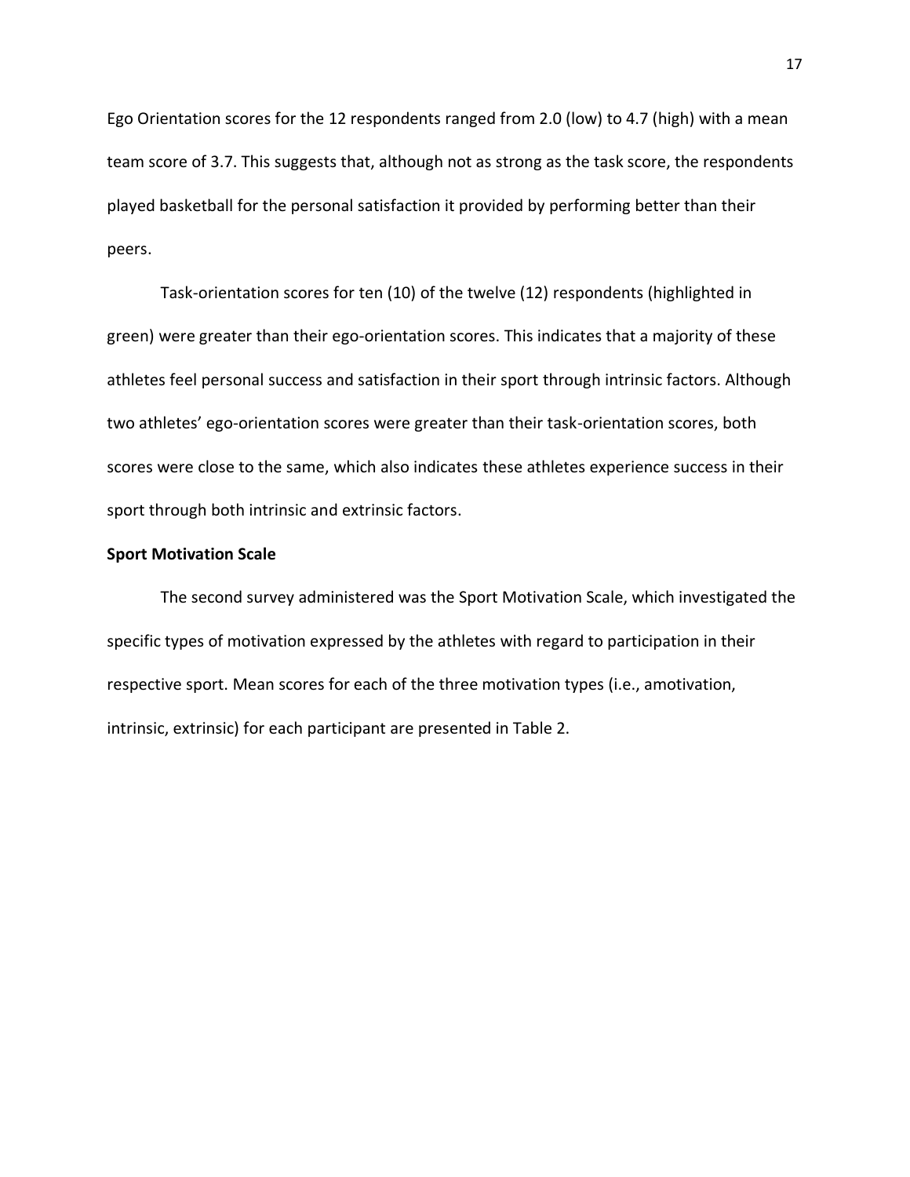Ego Orientation scores for the 12 respondents ranged from 2.0 (low) to 4.7 (high) with a mean team score of 3.7. This suggests that, although not as strong as the task score, the respondents played basketball for the personal satisfaction it provided by performing better than their peers.

Task-orientation scores for ten (10) of the twelve (12) respondents (highlighted in green) were greater than their ego-orientation scores. This indicates that a majority of these athletes feel personal success and satisfaction in their sport through intrinsic factors. Although two athletes' ego-orientation scores were greater than their task-orientation scores, both scores were close to the same, which also indicates these athletes experience success in their sport through both intrinsic and extrinsic factors.

**Sport Motivation Scale**

The second survey administered was the Sport Motivation Scale, which investigated the specific types of motivation expressed by the athletes with regard to participation in their respective sport. Mean scores for each of the three motivation types (i.e., amotivation, intrinsic, extrinsic) for each participant are presented in Table 2.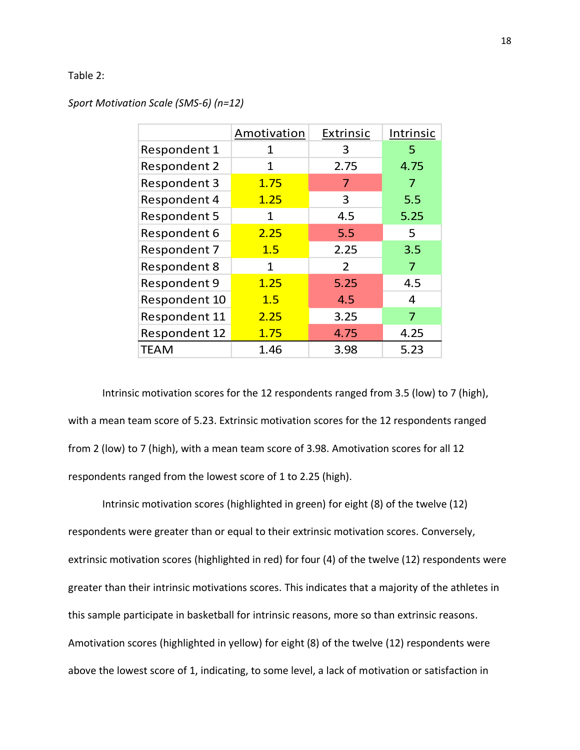Table 2:

*Sport Motivation Scale (SMS-6) (n=12)*

| | Amotivation | Extrinsic | Intrinsic |
|---|---|---|---|
| Respondent 1 | 1 | 3 | 5 |
| Respondent 2 | 1 | 2.75 | 4.75 |
| Respondent 3 | 1.75 | 7 | 7 |
| Respondent 4 | 1.25 | 3 | 5.5 |
| Respondent 5 | 1 | 4.5 | 5.25 |
| Respondent 6 | 2.25 | 5.5 | 5 |
| Respondent 7 | 1.5 | 2.25 | 3.5 |
| Respondent 8 | 1 | 2 | 7 |
| Respondent 9 | 1.25 | 5.25 | 4.5 |
| Respondent 10 | 1.5 | 4.5 | 4 |
| Respondent 11 | 2.25 | 3.25 | 7 |
| Respondent 12 | 1.75 | 4.75 | 4.25 |
| TEAM | 1.46 | 3.98 | 5.23 |

Intrinsic motivation scores for the 12 respondents ranged from 3.5 (low) to 7 (high), with a mean team score of 5.23. Extrinsic motivation scores for the 12 respondents ranged from 2 (low) to 7 (high), with a mean team score of 3.98. Amotivation scores for all 12 respondents ranged from the lowest score of 1 to 2.25 (high).

Intrinsic motivation scores (highlighted in green) for eight (8) of the twelve (12) respondents were greater than or equal to their extrinsic motivation scores. Conversely, extrinsic motivation scores (highlighted in red) for four (4) of the twelve (12) respondents were greater than their intrinsic motivations scores. This indicates that a majority of the athletes in this sample participate in basketball for intrinsic reasons, more so than extrinsic reasons. Amotivation scores (highlighted in yellow) for eight (8) of the twelve (12) respondents were above the lowest score of 1, indicating, to some level, a lack of motivation or satisfaction in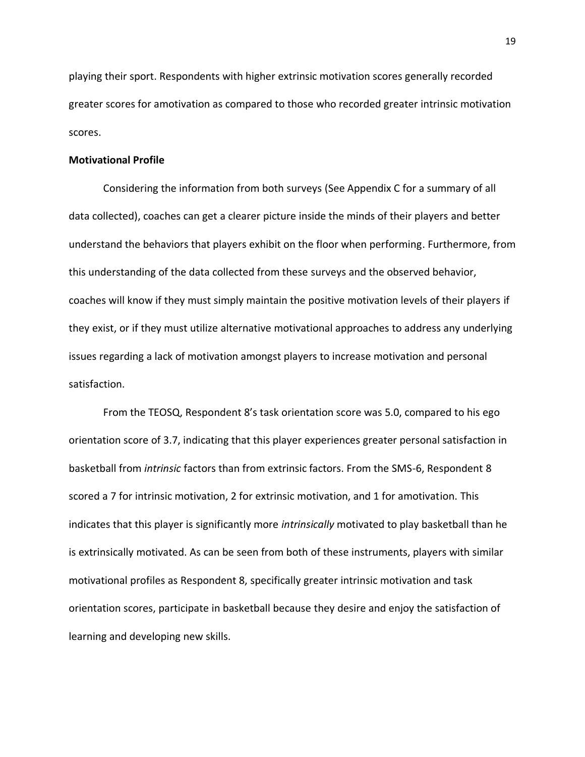playing their sport. Respondents with higher extrinsic motivation scores generally recorded greater scores for amotivation as compared to those who recorded greater intrinsic motivation scores.

**Motivational Profile**

Considering the information from both surveys (See Appendix C for a summary of all data collected), coaches can get a clearer picture inside the minds of their players and better understand the behaviors that players exhibit on the floor when performing. Furthermore, from this understanding of the data collected from these surveys and the observed behavior, coaches will know if they must simply maintain the positive motivation levels of their players if they exist, or if they must utilize alternative motivational approaches to address any underlying issues regarding a lack of motivation amongst players to increase motivation and personal satisfaction.

From the TEOSQ, Respondent 8's task orientation score was 5.0, compared to his ego orientation score of 3.7, indicating that this player experiences greater personal satisfaction in basketball from *intrinsic* factors than from extrinsic factors. From the SMS-6, Respondent 8 scored a 7 for intrinsic motivation, 2 for extrinsic motivation, and 1 for amotivation. This indicates that this player is significantly more *intrinsically* motivated to play basketball than he is extrinsically motivated. As can be seen from both of these instruments, players with similar motivational profiles as Respondent 8, specifically greater intrinsic motivation and task orientation scores, participate in basketball because they desire and enjoy the satisfaction of learning and developing new skills.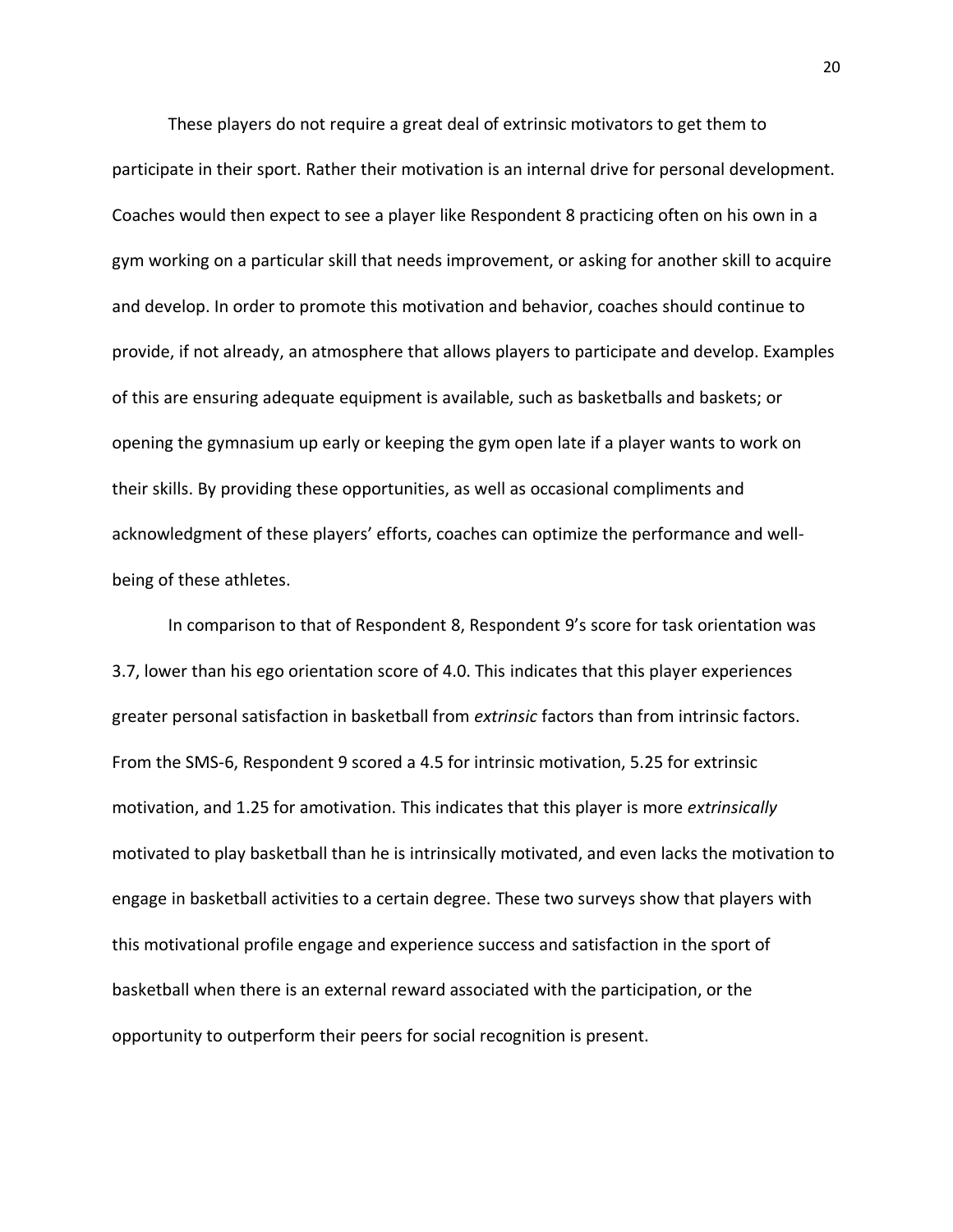These players do not require a great deal of extrinsic motivators to get them to participate in their sport. Rather their motivation is an internal drive for personal development. Coaches would then expect to see a player like Respondent 8 practicing often on his own in a gym working on a particular skill that needs improvement, or asking for another skill to acquire and develop. In order to promote this motivation and behavior, coaches should continue to provide, if not already, an atmosphere that allows players to participate and develop. Examples of this are ensuring adequate equipment is available, such as basketballs and baskets; or opening the gymnasium up early or keeping the gym open late if a player wants to work on their skills. By providing these opportunities, as well as occasional compliments and acknowledgment of these players' efforts, coaches can optimize the performance and well-being of these athletes.

In comparison to that of Respondent 8, Respondent 9's score for task orientation was 3.7, lower than his ego orientation score of 4.0. This indicates that this player experiences greater personal satisfaction in basketball from *extrinsic* factors than from intrinsic factors. From the SMS-6, Respondent 9 scored a 4.5 for intrinsic motivation, 5.25 for extrinsic motivation, and 1.25 for amotivation. This indicates that this player is more *extrinsically* motivated to play basketball than he is intrinsically motivated, and even lacks the motivation to engage in basketball activities to a certain degree. These two surveys show that players with this motivational profile engage and experience success and satisfaction in the sport of basketball when there is an external reward associated with the participation, or the opportunity to outperform their peers for social recognition is present.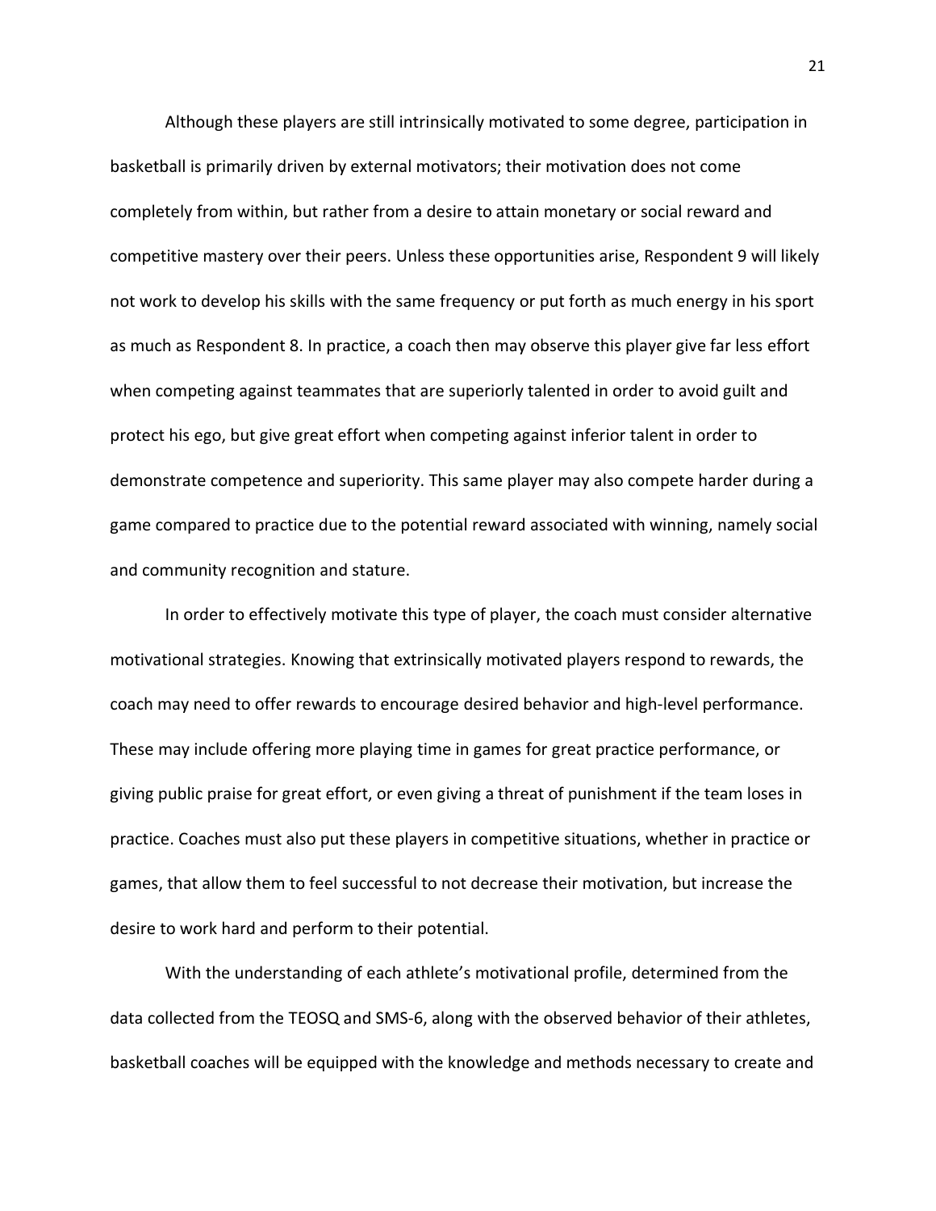Although these players are still intrinsically motivated to some degree, participation in basketball is primarily driven by external motivators; their motivation does not come completely from within, but rather from a desire to attain monetary or social reward and competitive mastery over their peers. Unless these opportunities arise, Respondent 9 will likely not work to develop his skills with the same frequency or put forth as much energy in his sport as much as Respondent 8. In practice, a coach then may observe this player give far less effort when competing against teammates that are superiorly talented in order to avoid guilt and protect his ego, but give great effort when competing against inferior talent in order to demonstrate competence and superiority. This same player may also compete harder during a game compared to practice due to the potential reward associated with winning, namely social and community recognition and stature.

In order to effectively motivate this type of player, the coach must consider alternative motivational strategies. Knowing that extrinsically motivated players respond to rewards, the coach may need to offer rewards to encourage desired behavior and high-level performance. These may include offering more playing time in games for great practice performance, or giving public praise for great effort, or even giving a threat of punishment if the team loses in practice. Coaches must also put these players in competitive situations, whether in practice or games, that allow them to feel successful to not decrease their motivation, but increase the desire to work hard and perform to their potential.

With the understanding of each athlete's motivational profile, determined from the data collected from the TEOSQ and SMS-6, along with the observed behavior of their athletes, basketball coaches will be equipped with the knowledge and methods necessary to create and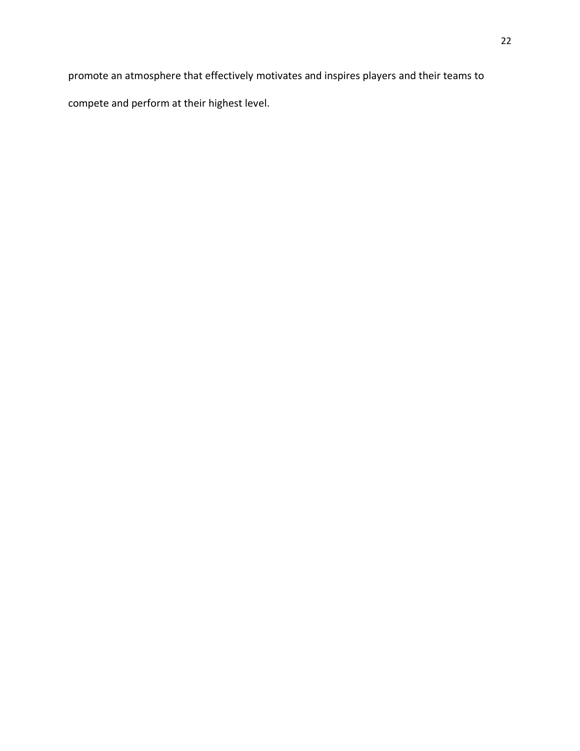promote an atmosphere that effectively motivates and inspires players and their teams to compete and perform at their highest level.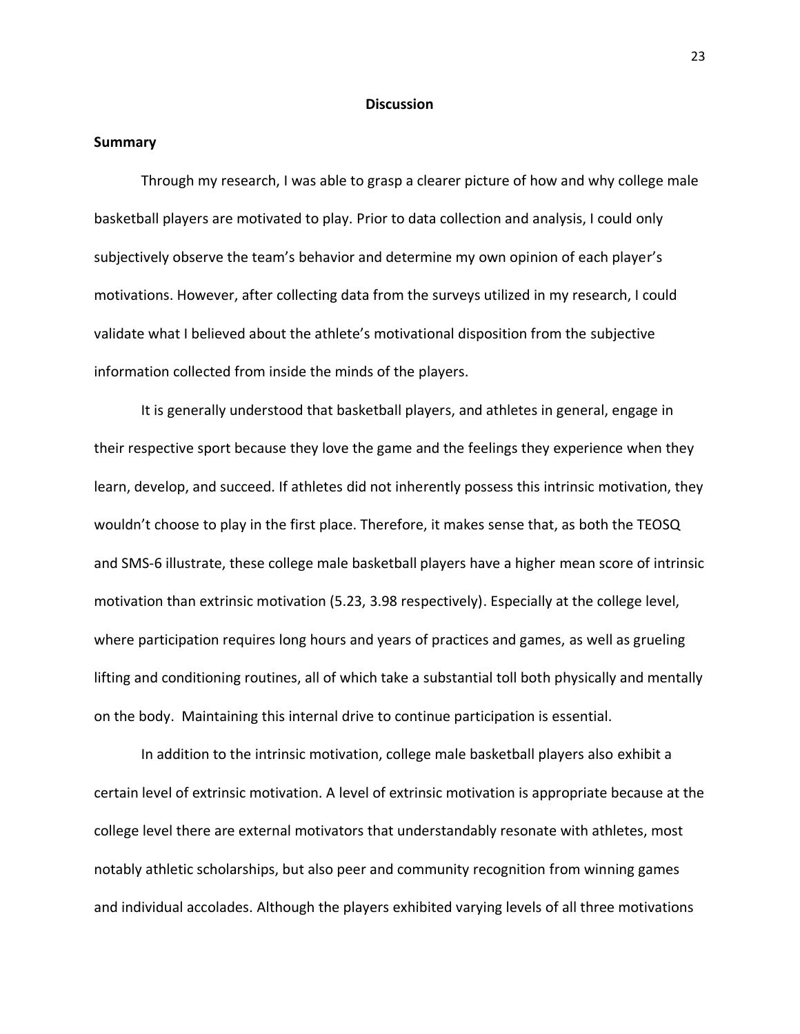# Discussion

## Summary

Through my research, I was able to grasp a clearer picture of how and why college male basketball players are motivated to play. Prior to data collection and analysis, I could only subjectively observe the team's behavior and determine my own opinion of each player's motivations. However, after collecting data from the surveys utilized in my research, I could validate what I believed about the athlete's motivational disposition from the subjective information collected from inside the minds of the players.

It is generally understood that basketball players, and athletes in general, engage in their respective sport because they love the game and the feelings they experience when they learn, develop, and succeed. If athletes did not inherently possess this intrinsic motivation, they wouldn't choose to play in the first place. Therefore, it makes sense that, as both the TEOSQ and SMS-6 illustrate, these college male basketball players have a higher mean score of intrinsic motivation than extrinsic motivation (5.23, 3.98 respectively). Especially at the college level, where participation requires long hours and years of practices and games, as well as grueling lifting and conditioning routines, all of which take a substantial toll both physically and mentally on the body. Maintaining this internal drive to continue participation is essential.

In addition to the intrinsic motivation, college male basketball players also exhibit a certain level of extrinsic motivation. A level of extrinsic motivation is appropriate because at the college level there are external motivators that understandably resonate with athletes, most notably athletic scholarships, but also peer and community recognition from winning games and individual accolades. Although the players exhibited varying levels of all three motivations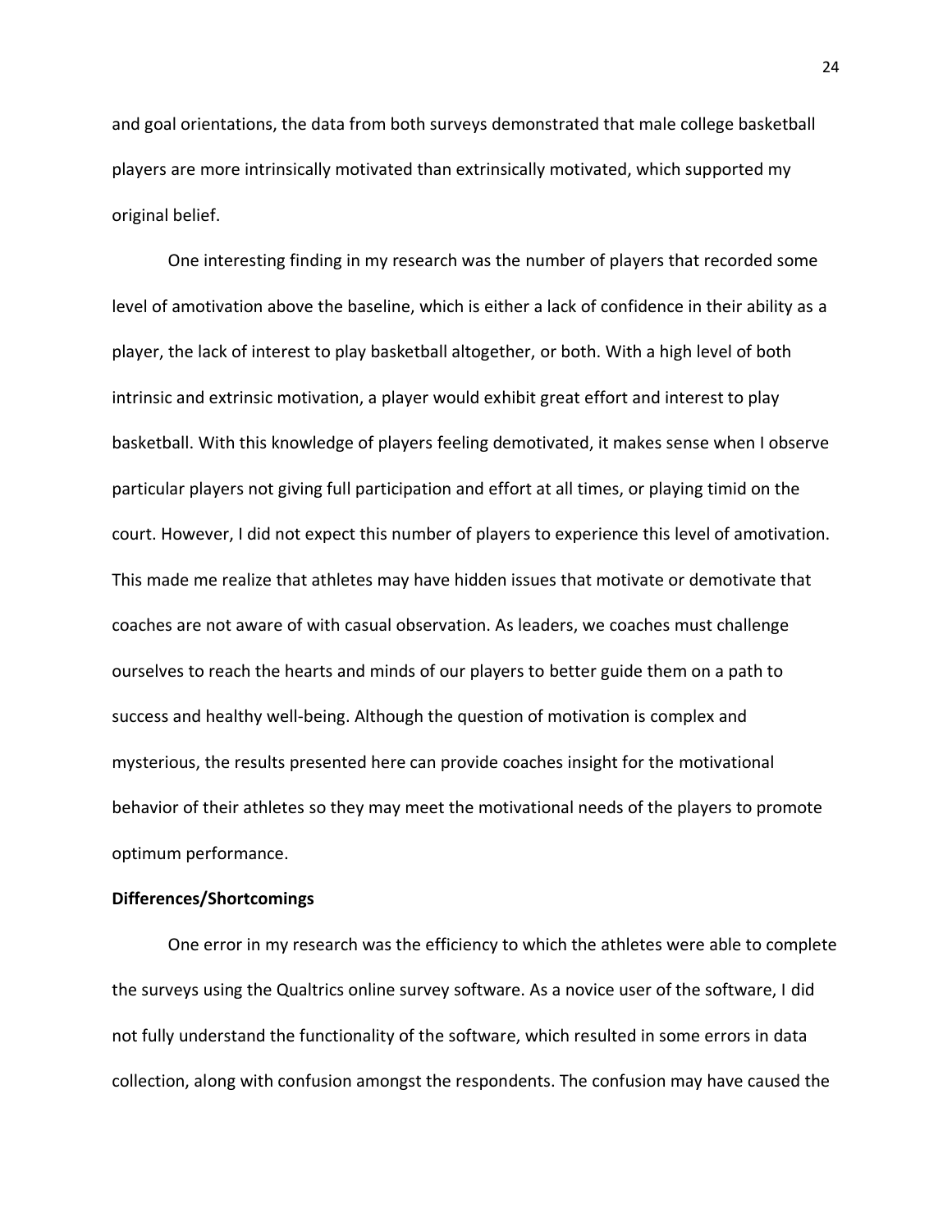and goal orientations, the data from both surveys demonstrated that male college basketball players are more intrinsically motivated than extrinsically motivated, which supported my original belief.

One interesting finding in my research was the number of players that recorded some level of amotivation above the baseline, which is either a lack of confidence in their ability as a player, the lack of interest to play basketball altogether, or both. With a high level of both intrinsic and extrinsic motivation, a player would exhibit great effort and interest to play basketball. With this knowledge of players feeling demotivated, it makes sense when I observe particular players not giving full participation and effort at all times, or playing timid on the court. However, I did not expect this number of players to experience this level of amotivation. This made me realize that athletes may have hidden issues that motivate or demotivate that coaches are not aware of with casual observation. As leaders, we coaches must challenge ourselves to reach the hearts and minds of our players to better guide them on a path to success and healthy well-being. Although the question of motivation is complex and mysterious, the results presented here can provide coaches insight for the motivational behavior of their athletes so they may meet the motivational needs of the players to promote optimum performance.

**Differences/Shortcomings**

One error in my research was the efficiency to which the athletes were able to complete the surveys using the Qualtrics online survey software. As a novice user of the software, I did not fully understand the functionality of the software, which resulted in some errors in data collection, along with confusion amongst the respondents. The confusion may have caused the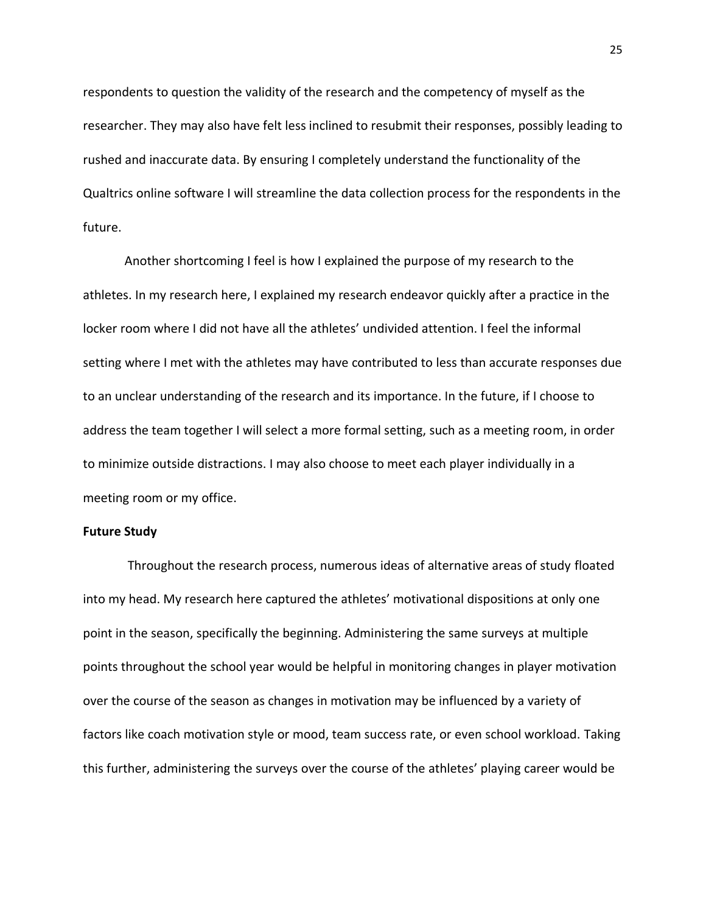respondents to question the validity of the research and the competency of myself as the researcher. They may also have felt less inclined to resubmit their responses, possibly leading to rushed and inaccurate data. By ensuring I completely understand the functionality of the Qualtrics online software I will streamline the data collection process for the respondents in the future.

Another shortcoming I feel is how I explained the purpose of my research to the athletes. In my research here, I explained my research endeavor quickly after a practice in the locker room where I did not have all the athletes' undivided attention. I feel the informal setting where I met with the athletes may have contributed to less than accurate responses due to an unclear understanding of the research and its importance. In the future, if I choose to address the team together I will select a more formal setting, such as a meeting room, in order to minimize outside distractions. I may also choose to meet each player individually in a meeting room or my office.

**Future Study**

Throughout the research process, numerous ideas of alternative areas of study floated into my head. My research here captured the athletes' motivational dispositions at only one point in the season, specifically the beginning. Administering the same surveys at multiple points throughout the school year would be helpful in monitoring changes in player motivation over the course of the season as changes in motivation may be influenced by a variety of factors like coach motivation style or mood, team success rate, or even school workload. Taking this further, administering the surveys over the course of the athletes' playing career would be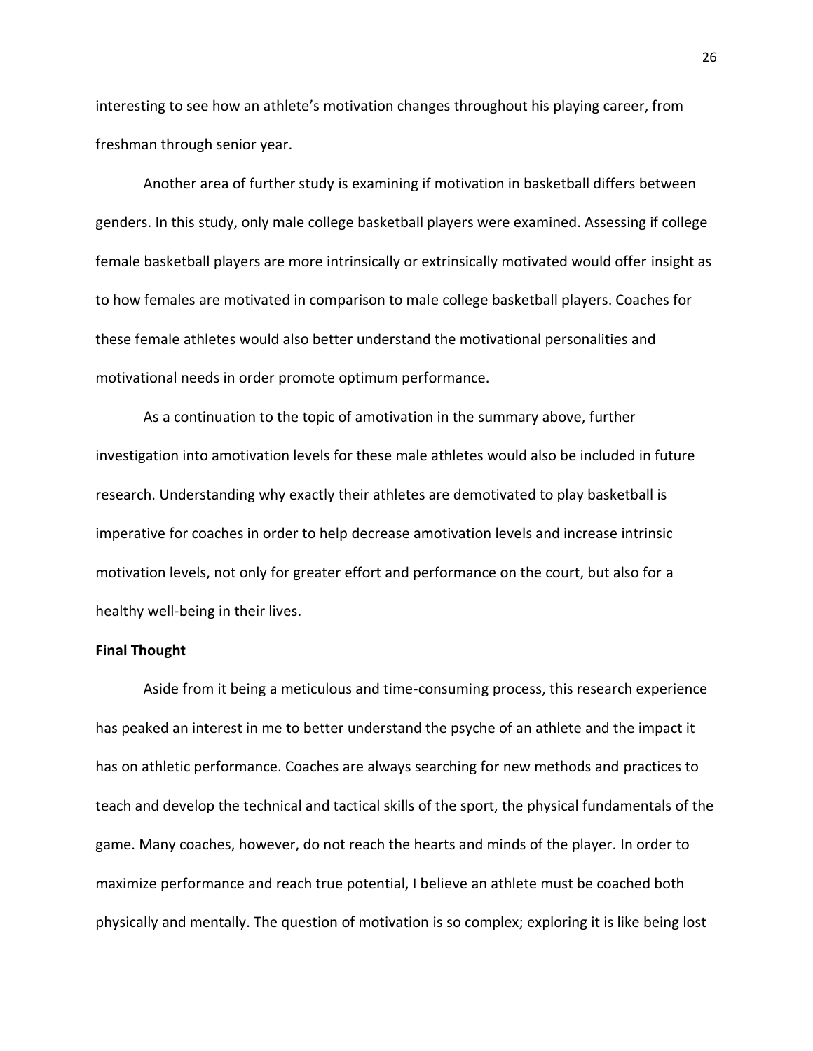interesting to see how an athlete's motivation changes throughout his playing career, from freshman through senior year.

Another area of further study is examining if motivation in basketball differs between genders. In this study, only male college basketball players were examined. Assessing if college female basketball players are more intrinsically or extrinsically motivated would offer insight as to how females are motivated in comparison to male college basketball players. Coaches for these female athletes would also better understand the motivational personalities and motivational needs in order promote optimum performance.

As a continuation to the topic of amotivation in the summary above, further investigation into amotivation levels for these male athletes would also be included in future research. Understanding why exactly their athletes are demotivated to play basketball is imperative for coaches in order to help decrease amotivation levels and increase intrinsic motivation levels, not only for greater effort and performance on the court, but also for a healthy well-being in their lives.

**Final Thought**

Aside from it being a meticulous and time-consuming process, this research experience has peaked an interest in me to better understand the psyche of an athlete and the impact it has on athletic performance. Coaches are always searching for new methods and practices to teach and develop the technical and tactical skills of the sport, the physical fundamentals of the game. Many coaches, however, do not reach the hearts and minds of the player. In order to maximize performance and reach true potential, I believe an athlete must be coached both physically and mentally. The question of motivation is so complex; exploring it is like being lost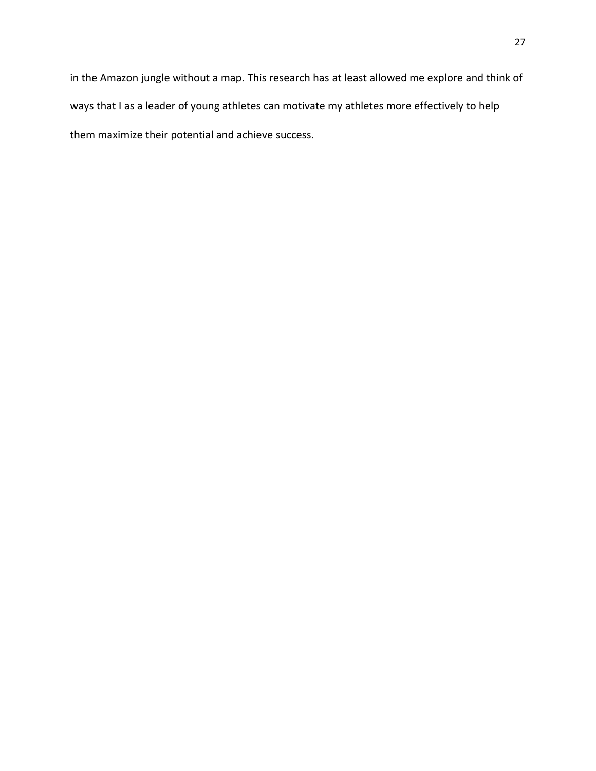in the Amazon jungle without a map. This research has at least allowed me explore and think of ways that I as a leader of young athletes can motivate my athletes more effectively to help them maximize their potential and achieve success.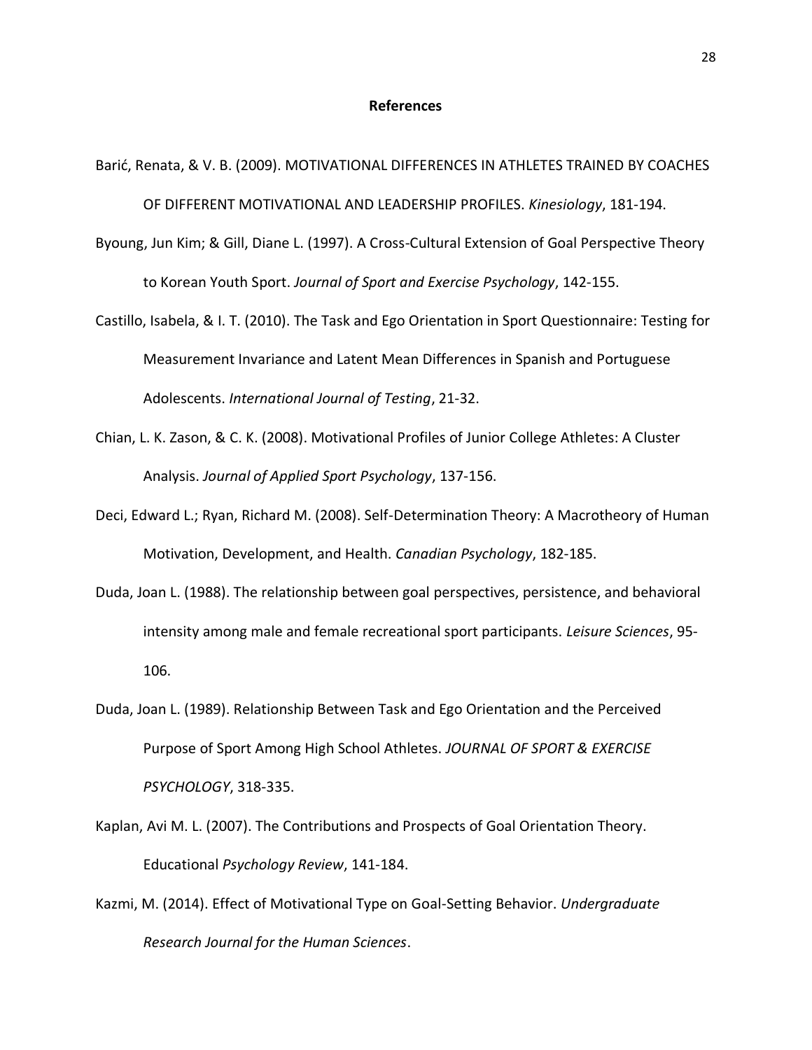# References

Barić, Renata, & V. B. (2009). MOTIVATIONAL DIFFERENCES IN ATHLETES TRAINED BY COACHES OF DIFFERENT MOTIVATIONAL AND LEADERSHIP PROFILES. *Kinesiology*, 181-194.

Byoung, Jun Kim; & Gill, Diane L. (1997). A Cross-Cultural Extension of Goal Perspective Theory to Korean Youth Sport. *Journal of Sport and Exercise Psychology*, 142-155.

Castillo, Isabela, & I. T. (2010). The Task and Ego Orientation in Sport Questionnaire: Testing for Measurement Invariance and Latent Mean Differences in Spanish and Portuguese Adolescents. *International Journal of Testing*, 21-32.

Chian, L. K. Zason, & C. K. (2008). Motivational Profiles of Junior College Athletes: A Cluster Analysis. *Journal of Applied Sport Psychology*, 137-156.

Deci, Edward L.; Ryan, Richard M. (2008). Self-Determination Theory: A Macrotheory of Human Motivation, Development, and Health. *Canadian Psychology*, 182-185.

Duda, Joan L. (1988). The relationship between goal perspectives, persistence, and behavioral intensity among male and female recreational sport participants. *Leisure Sciences*, 95-106.

Duda, Joan L. (1989). Relationship Between Task and Ego Orientation and the Perceived Purpose of Sport Among High School Athletes. *JOURNAL OF SPORT & EXERCISE PSYCHOLOGY*, 318-335.

Kaplan, Avi M. L. (2007). The Contributions and Prospects of Goal Orientation Theory. Educational *Psychology Review*, 141-184.

Kazmi, M. (2014). Effect of Motivational Type on Goal-Setting Behavior. *Undergraduate Research Journal for the Human Sciences*.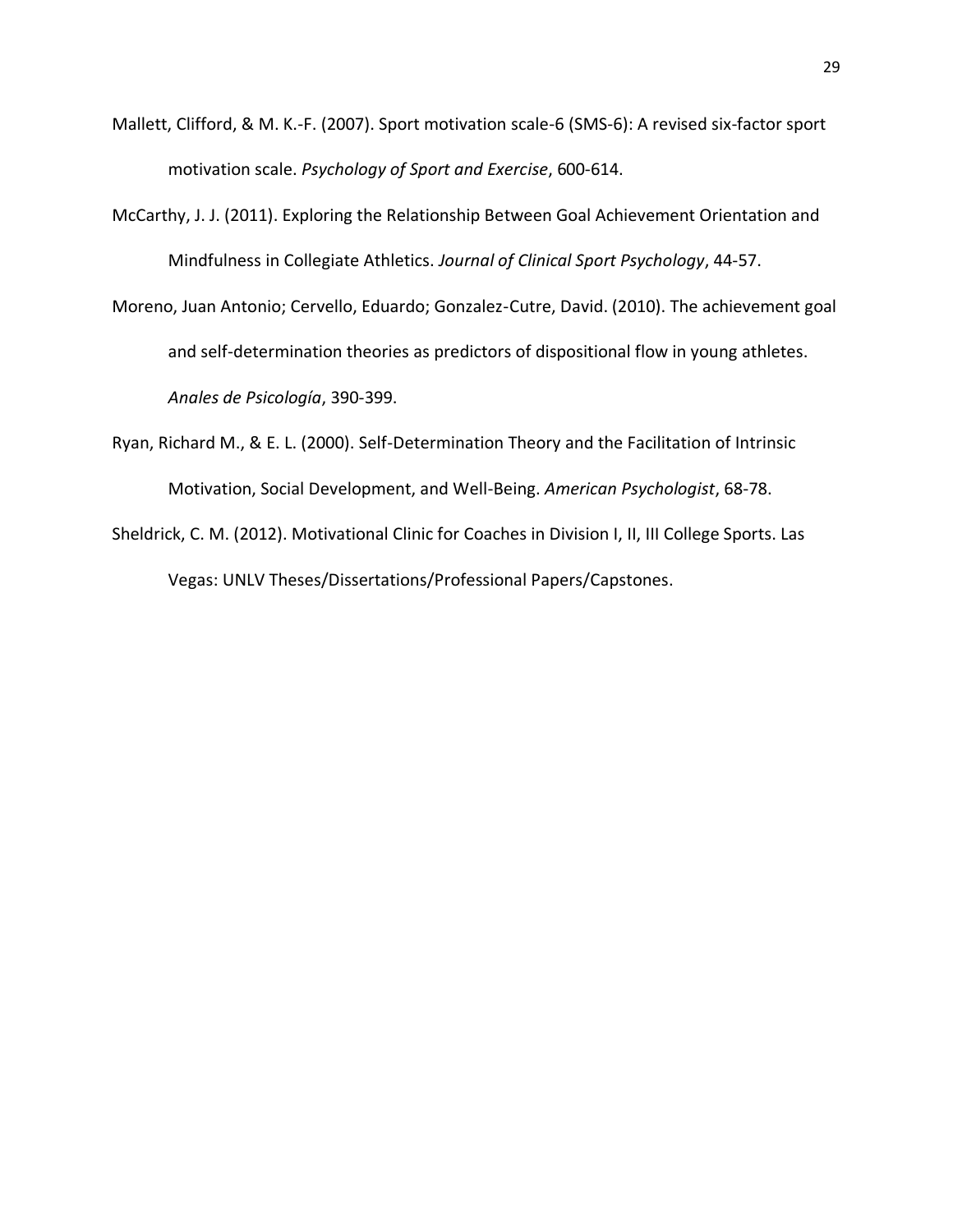Mallett, Clifford, & M. K.-F. (2007). Sport motivation scale-6 (SMS-6): A revised six-factor sport motivation scale. *Psychology of Sport and Exercise*, 600-614.

McCarthy, J. J. (2011). Exploring the Relationship Between Goal Achievement Orientation and Mindfulness in Collegiate Athletics. *Journal of Clinical Sport Psychology*, 44-57.

Moreno, Juan Antonio; Cervello, Eduardo; Gonzalez-Cutre, David. (2010). The achievement goal and self-determination theories as predictors of dispositional flow in young athletes. *Anales de Psicología*, 390-399.

Ryan, Richard M., & E. L. (2000). Self-Determination Theory and the Facilitation of Intrinsic Motivation, Social Development, and Well-Being. *American Psychologist*, 68-78.

Sheldrick, C. M. (2012). Motivational Clinic for Coaches in Division I, II, III College Sports. Las Vegas: UNLV Theses/Dissertations/Professional Papers/Capstones.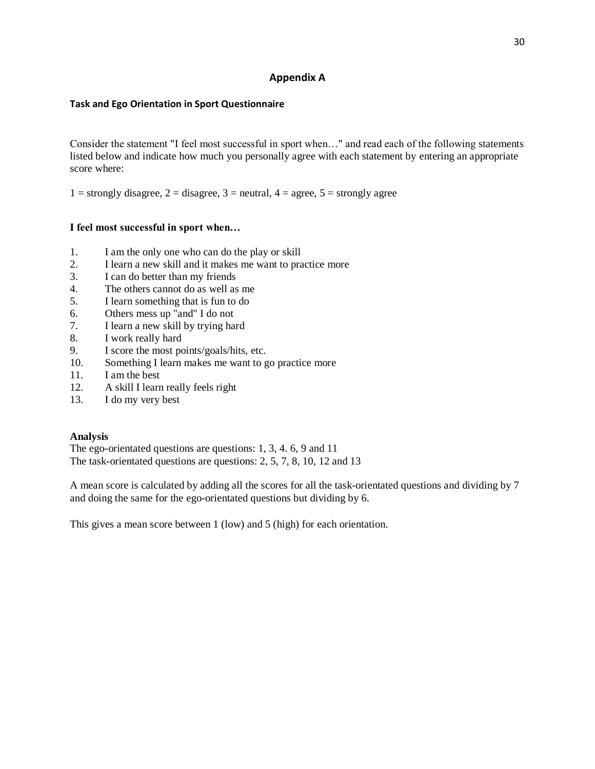# Appendix A

### Task and Ego Orientation in Sport Questionnaire

Consider the statement "I feel most successful in sport when…" and read each of the following statements listed below and indicate how much you personally agree with each statement by entering an appropriate score where:

1 = strongly disagree, 2 = disagree, 3 = neutral, 4 = agree, 5 = strongly agree

**I feel most successful in sport when…**

1. I am the only one who can do the play or skill
2. I learn a new skill and it makes me want to practice more
3. I can do better than my friends
4. The others cannot do as well as me
5. I learn something that is fun to do
6. Others mess up "and" I do not
7. I learn a new skill by trying hard
8. I work really hard
9. I score the most points/goals/hits, etc.
10. Something I learn makes me want to go practice more
11. I am the best
12. A skill I learn really feels right
13. I do my very best

**Analysis**
The ego-orientated questions are questions: 1, 3, 4. 6, 9 and 11
The task-orientated questions are questions: 2, 5, 7, 8, 10, 12 and 13

A mean score is calculated by adding all the scores for all the task-orientated questions and dividing by 7 and doing the same for the ego-orientated questions but dividing by 6.

This gives a mean score between 1 (low) and 5 (high) for each orientation.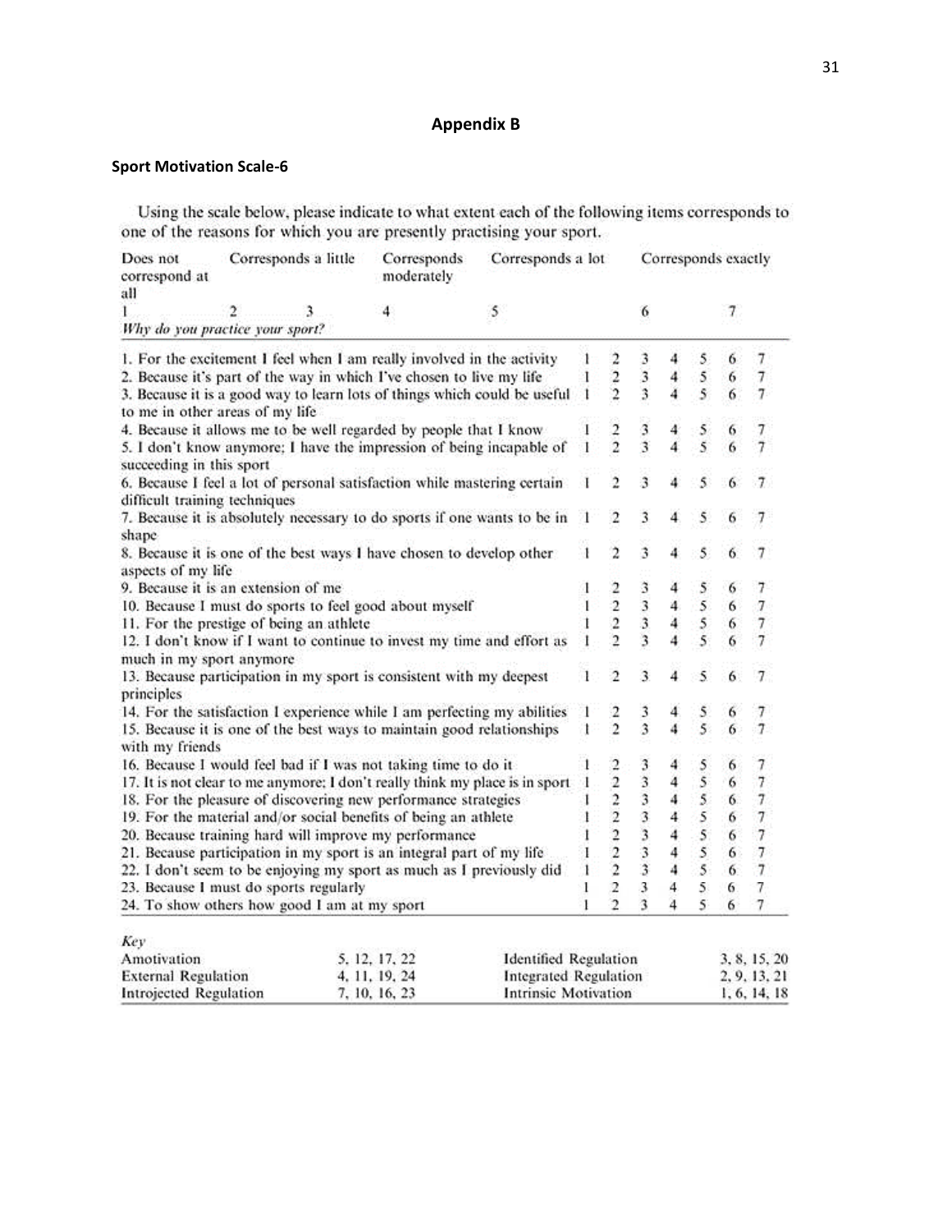## Appendix B

### Sport Motivation Scale-6

Using the scale below, please indicate to what extent each of the following items corresponds to one of the reasons for which you are presently practising your sport.

| Does not correspond at all | Corresponds a little | | Corresponds moderately | Corresponds a lot | | Corresponds exactly |
|---|---|---|---|---|---|---|
| 1 | 2 | 3 | 4 | 5 | 6 | 7 |

*Why do you practice your sport?*

| | | | | | | | |
|---|---|---|---|---|---|---|---|
| 1. For the excitement I feel when I am really involved in the activity | 1 | 2 | 3 | 4 | 5 | 6 | 7 |
| 2. Because it's part of the way in which I've chosen to live my life | 1 | 2 | 3 | 4 | 5 | 6 | 7 |
| 3. Because it is a good way to learn lots of things which could be useful to me in other areas of my life | 1 | 2 | 3 | 4 | 5 | 6 | 7 |
| 4. Because it allows me to be well regarded by people that I know | 1 | 2 | 3 | 4 | 5 | 6 | 7 |
| 5. I don't know anymore; I have the impression of being incapable of succeeding in this sport | 1 | 2 | 3 | 4 | 5 | 6 | 7 |
| 6. Because I feel a lot of personal satisfaction while mastering certain difficult training techniques | 1 | 2 | 3 | 4 | 5 | 6 | 7 |
| 7. Because it is absolutely necessary to do sports if one wants to be in shape | 1 | 2 | 3 | 4 | 5 | 6 | 7 |
| 8. Because it is one of the best ways I have chosen to develop other aspects of my life | 1 | 2 | 3 | 4 | 5 | 6 | 7 |
| 9. Because it is an extension of me | 1 | 2 | 3 | 4 | 5 | 6 | 7 |
| 10. Because I must do sports to feel good about myself | 1 | 2 | 3 | 4 | 5 | 6 | 7 |
| 11. For the prestige of being an athlete | 1 | 2 | 3 | 4 | 5 | 6 | 7 |
| 12. I don't know if I want to continue to invest my time and effort as much in my sport anymore | 1 | 2 | 3 | 4 | 5 | 6 | 7 |
| 13. Because participation in my sport is consistent with my deepest principles | 1 | 2 | 3 | 4 | 5 | 6 | 7 |
| 14. For the satisfaction I experience while I am perfecting my abilities | 1 | 2 | 3 | 4 | 5 | 6 | 7 |
| 15. Because it is one of the best ways to maintain good relationships with my friends | 1 | 2 | 3 | 4 | 5 | 6 | 7 |
| 16. Because I would feel bad if I was not taking time to do it | 1 | 2 | 3 | 4 | 5 | 6 | 7 |
| 17. It is not clear to me anymore; I don't really think my place is in sport | 1 | 2 | 3 | 4 | 5 | 6 | 7 |
| 18. For the pleasure of discovering new performance strategies | 1 | 2 | 3 | 4 | 5 | 6 | 7 |
| 19. For the material and/or social benefits of being an athlete | 1 | 2 | 3 | 4 | 5 | 6 | 7 |
| 20. Because training hard will improve my performance | 1 | 2 | 3 | 4 | 5 | 6 | 7 |
| 21. Because participation in my sport is an integral part of my life | 1 | 2 | 3 | 4 | 5 | 6 | 7 |
| 22. I don't seem to be enjoying my sport as much as I previously did | 1 | 2 | 3 | 4 | 5 | 6 | 7 |
| 23. Because I must do sports regularly | 1 | 2 | 3 | 4 | 5 | 6 | 7 |
| 24. To show others how good I am at my sport | 1 | 2 | 3 | 4 | 5 | 6 | 7 |

*Key*

| | | | |
|---|---|---|---|
| Amotivation | 5, 12, 17, 22 | Identified Regulation | 3, 8, 15, 20 |
| External Regulation | 4, 11, 19, 24 | Integrated Regulation | 2, 9, 13, 21 |
| Introjected Regulation | 7, 10, 16, 23 | Intrinsic Motivation | 1, 6, 14, 18 |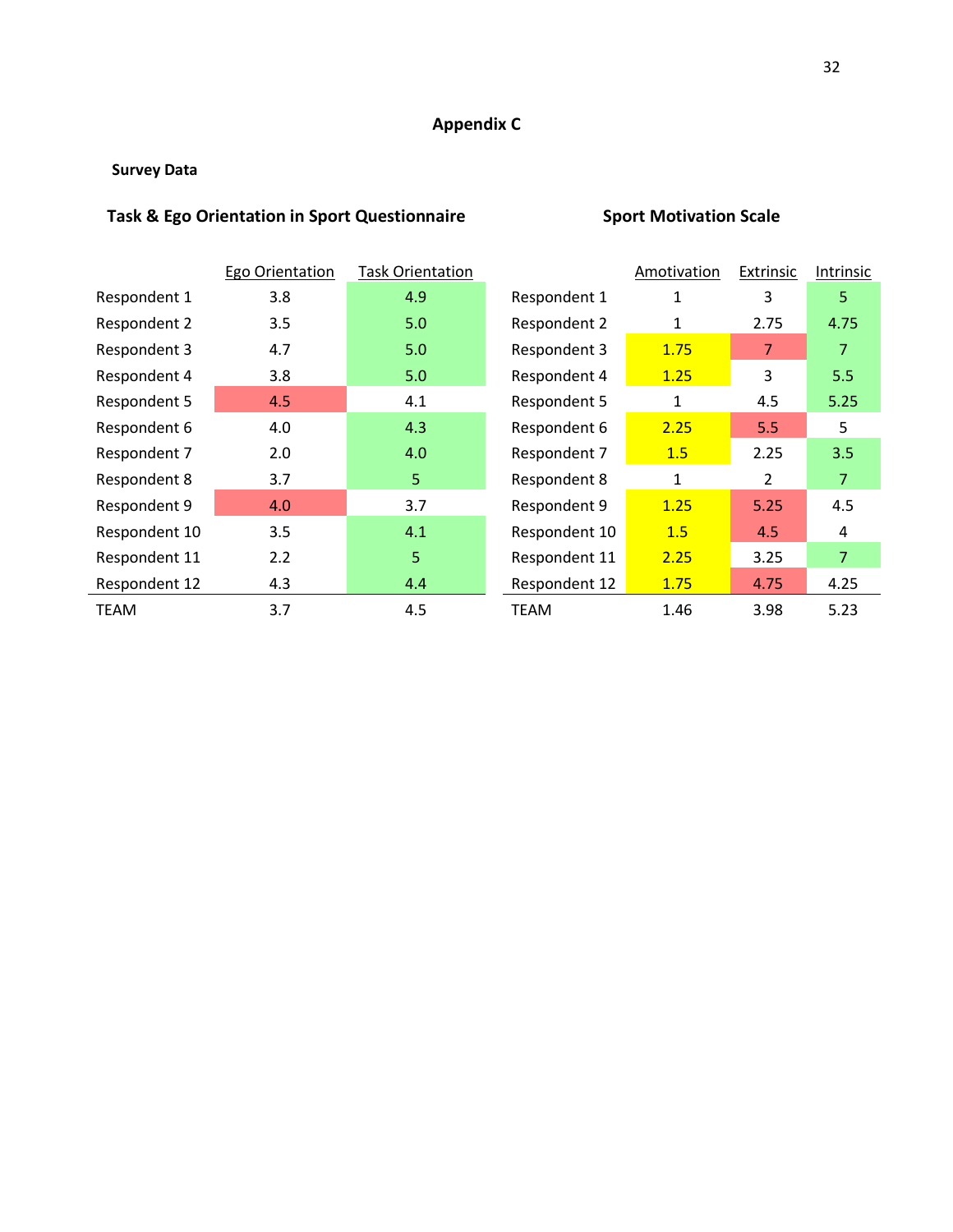## Appendix C

**Survey Data**

### Task & Ego Orientation in Sport Questionnaire

| | Ego Orientation | Task Orientation |
|---|---|---|
| Respondent 1 | 3.8 | 4.9 |
| Respondent 2 | 3.5 | 5.0 |
| Respondent 3 | 4.7 | 5.0 |
| Respondent 4 | 3.8 | 5.0 |
| Respondent 5 | 4.5 | 4.1 |
| Respondent 6 | 4.0 | 4.3 |
| Respondent 7 | 2.0 | 4.0 |
| Respondent 8 | 3.7 | 5 |
| Respondent 9 | 4.0 | 3.7 |
| Respondent 10 | 3.5 | 4.1 |
| Respondent 11 | 2.2 | 5 |
| Respondent 12 | 4.3 | 4.4 |
| TEAM | 3.7 | 4.5 |

### Sport Motivation Scale

| | Amotivation | Extrinsic | Intrinsic |
|---|---|---|---|
| Respondent 1 | 1 | 3 | 5 |
| Respondent 2 | 1 | 2.75 | 4.75 |
| Respondent 3 | 1.75 | 7 | 7 |
| Respondent 4 | 1.25 | 3 | 5.5 |
| Respondent 5 | 1 | 4.5 | 5.25 |
| Respondent 6 | 2.25 | 5.5 | 5 |
| Respondent 7 | 1.5 | 2.25 | 3.5 |
| Respondent 8 | 1 | 2 | 7 |
| Respondent 9 | 1.25 | 5.25 | 4.5 |
| Respondent 10 | 1.5 | 4.5 | 4 |
| Respondent 11 | 2.25 | 3.25 | 7 |
| Respondent 12 | 1.75 | 4.75 | 4.25 |
| TEAM | 1.46 | 3.98 | 5.23 |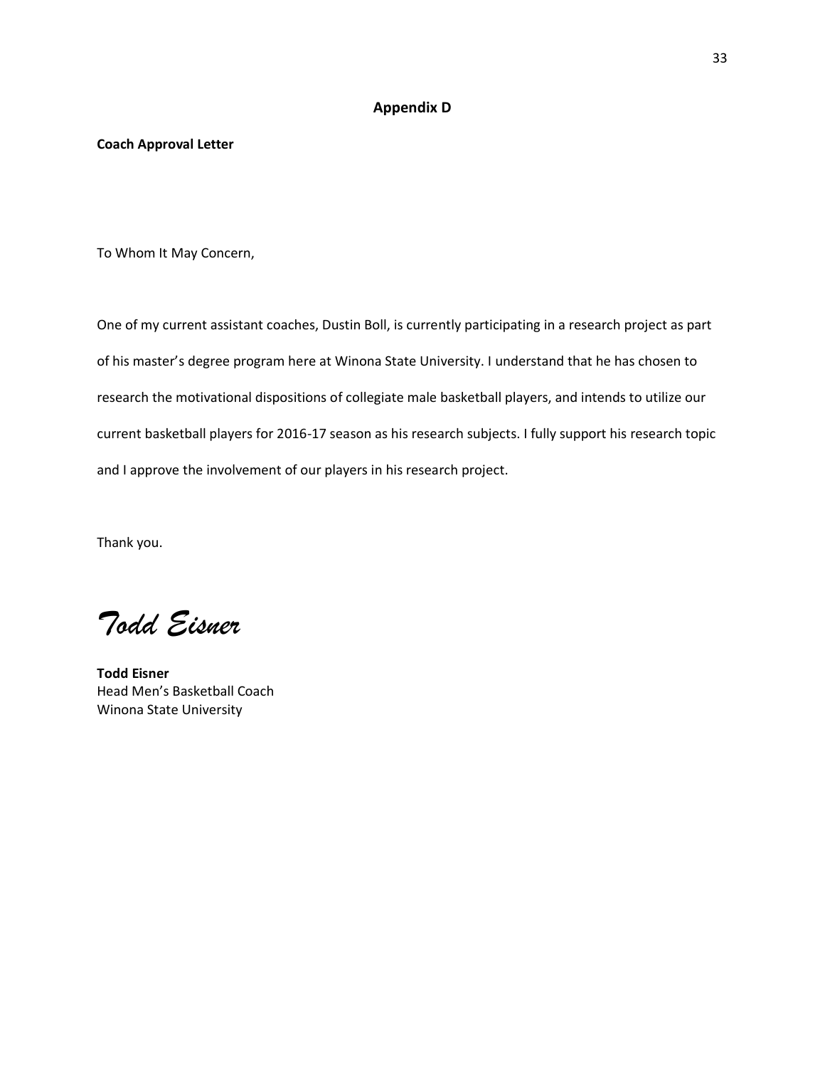## Appendix D

**Coach Approval Letter**

To Whom It May Concern,

One of my current assistant coaches, Dustin Boll, is currently participating in a research project as part of his master's degree program here at Winona State University. I understand that he has chosen to research the motivational dispositions of collegiate male basketball players, and intends to utilize our current basketball players for 2016-17 season as his research subjects. I fully support his research topic and I approve the involvement of our players in his research project.

Thank you.

*Todd Eisner*

**Todd Eisner**
Head Men's Basketball Coach
Winona State University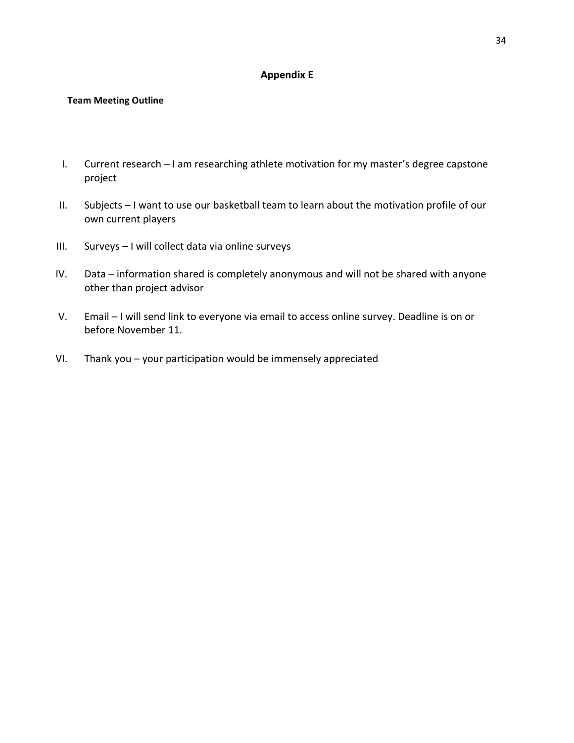## Appendix E

**Team Meeting Outline**

I. Current research – I am researching athlete motivation for my master's degree capstone project

II. Subjects – I want to use our basketball team to learn about the motivation profile of our own current players

III. Surveys – I will collect data via online surveys

IV. Data – information shared is completely anonymous and will not be shared with anyone other than project advisor

V. Email – I will send link to everyone via email to access online survey. Deadline is on or before November 11.

VI. Thank you – your participation would be immensely appreciated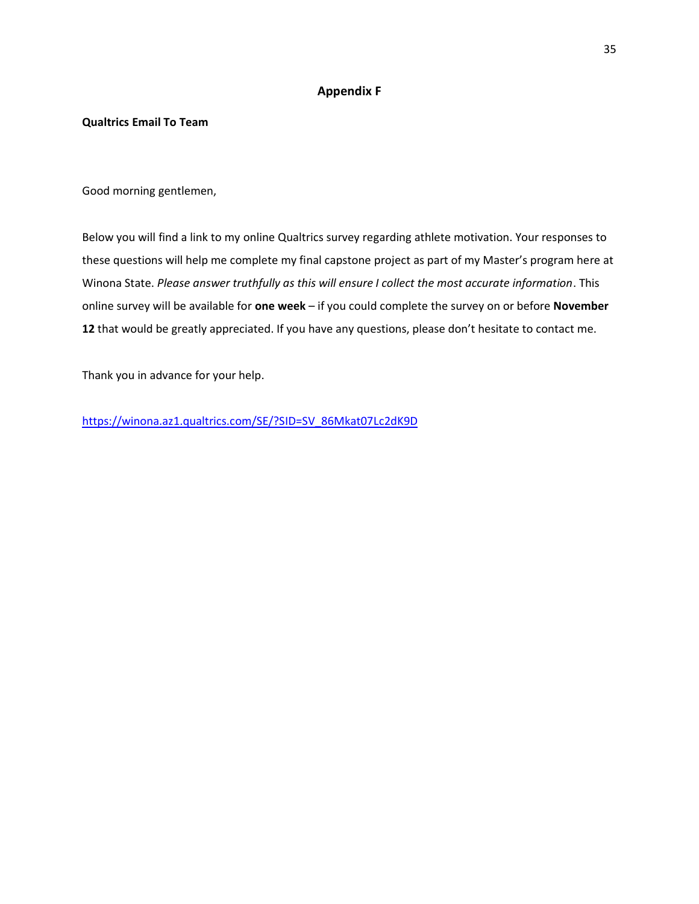## Appendix F

**Qualtrics Email To Team**

Good morning gentlemen,

Below you will find a link to my online Qualtrics survey regarding athlete motivation. Your responses to these questions will help me complete my final capstone project as part of my Master's program here at Winona State. *Please answer truthfully as this will ensure I collect the most accurate information*. This online survey will be available for **one week** – if you could complete the survey on or before **November 12** that would be greatly appreciated. If you have any questions, please don't hesitate to contact me.

Thank you in advance for your help.

https://winona.az1.qualtrics.com/SE/?SID=SV_86Mkat07Lc2dK9D